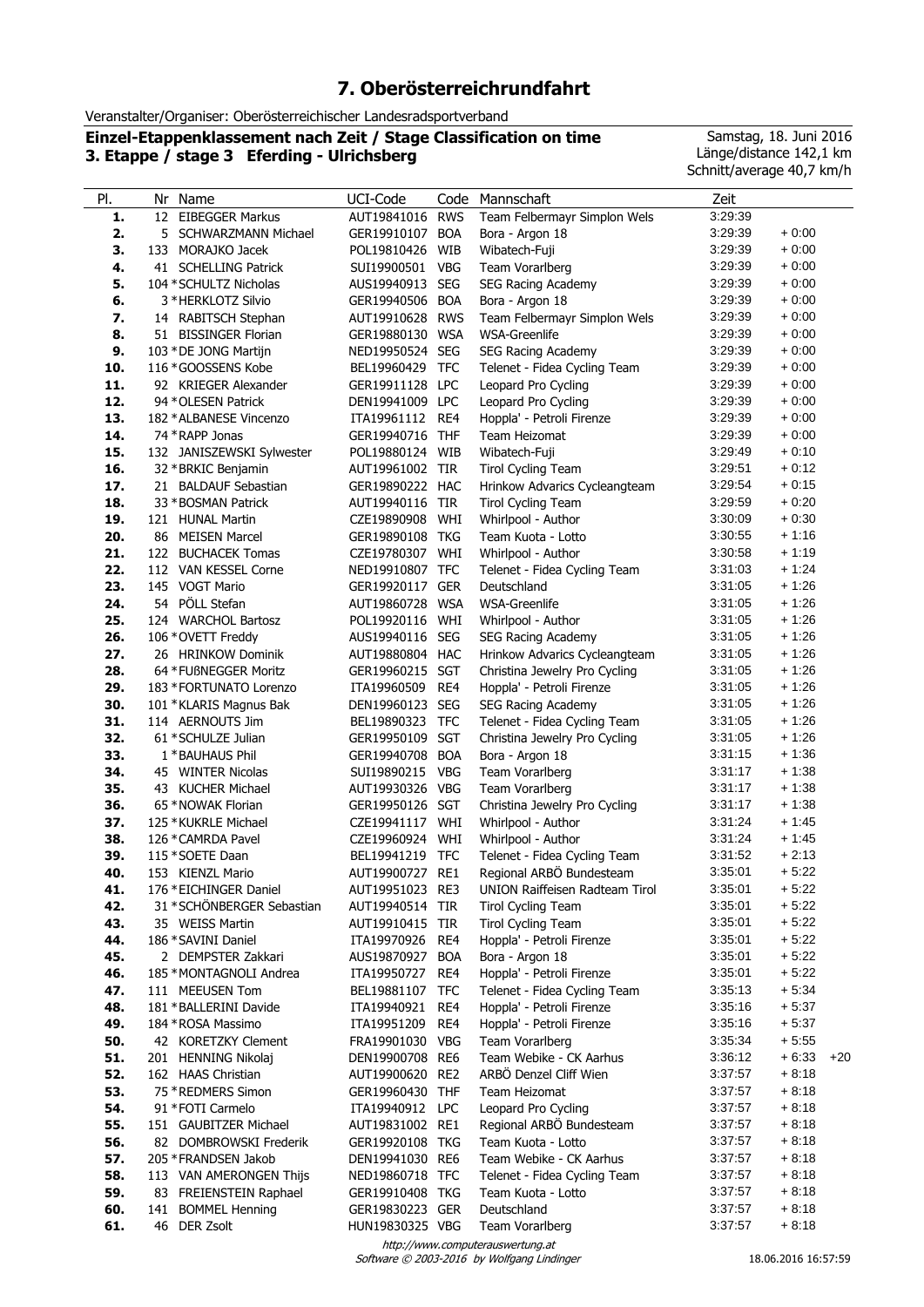# 7. Oberösterreichrundfahrt

Veranstalter/Organiser: Oberösterreichischer Landesradsportverband

**Einzel-Etappenklassement nach Zeit / Stage Classification on time**
**3. Etappe / stage 3 Eferding - Ulrichsberg**

Samstag, 18. Juni 2016
Länge/distance 142,1 km
Schnitt/average 40,7 km/h

| Pl. | Nr | Name | UCI-Code | Code | Mannschaft | Zeit | | |
|---|---|---|---|---|---|---|---|---|
| 1. | 12 | EIBEGGER Markus | AUT19841016 | RWS | Team Felbermayr Simplon Wels | 3:29:39 | | |
| 2. | 5 | SCHWARZMANN Michael | GER19910107 | BOA | Bora - Argon 18 | 3:29:39 | + 0:00 | |
| 3. | 133 | MORAJKO Jacek | POL19810426 | WIB | Wibatech-Fuji | 3:29:39 | + 0:00 | |
| 4. | 41 | SCHELLING Patrick | SUI19900501 | VBG | Team Vorarlberg | 3:29:39 | + 0:00 | |
| 5. | 104 | *SCHULTZ Nicholas | AUS19940913 | SEG | SEG Racing Academy | 3:29:39 | + 0:00 | |
| 6. | 3 | *HERKLOTZ Silvio | GER19940506 | BOA | Bora - Argon 18 | 3:29:39 | + 0:00 | |
| 7. | 14 | RABITSCH Stephan | AUT19910628 | RWS | Team Felbermayr Simplon Wels | 3:29:39 | + 0:00 | |
| 8. | 51 | BISSINGER Florian | GER19880130 | WSA | WSA-Greenlife | 3:29:39 | + 0:00 | |
| 9. | 103 | *DE JONG Martijn | NED19950524 | SEG | SEG Racing Academy | 3:29:39 | + 0:00 | |
| 10. | 116 | *GOOSSENS Kobe | BEL19960429 | TFC | Telenet - Fidea Cycling Team | 3:29:39 | + 0:00 | |
| 11. | 92 | KRIEGER Alexander | GER19911128 | LPC | Leopard Pro Cycling | 3:29:39 | + 0:00 | |
| 12. | 94 | *OLESEN Patrick | DEN19941009 | LPC | Leopard Pro Cycling | 3:29:39 | + 0:00 | |
| 13. | 182 | *ALBANESE Vincenzo | ITA19961112 | RE4 | Hoppla' - Petroli Firenze | 3:29:39 | + 0:00 | |
| 14. | 74 | *RAPP Jonas | GER19940716 | THF | Team Heizomat | 3:29:39 | + 0:00 | |
| 15. | 132 | JANISZEWSKI Sylwester | POL19880124 | WIB | Wibatech-Fuji | 3:29:49 | + 0:10 | |
| 16. | 32 | *BRKIC Benjamin | AUT19961002 | TIR | Tirol Cycling Team | 3:29:51 | + 0:12 | |
| 17. | 21 | BALDAUF Sebastian | GER19890222 | HAC | Hrinkow Advarics Cycleangteam | 3:29:54 | + 0:15 | |
| 18. | 33 | *BOSMAN Patrick | AUT19940116 | TIR | Tirol Cycling Team | 3:29:59 | + 0:20 | |
| 19. | 121 | HUNAL Martin | CZE19890908 | WHI | Whirlpool - Author | 3:30:09 | + 0:30 | |
| 20. | 86 | MEISEN Marcel | GER19890108 | TKG | Team Kuota - Lotto | 3:30:55 | + 1:16 | |
| 21. | 122 | BUCHACEK Tomas | CZE19780307 | WHI | Whirlpool - Author | 3:30:58 | + 1:19 | |
| 22. | 112 | VAN KESSEL Corne | NED19910807 | TFC | Telenet - Fidea Cycling Team | 3:31:03 | + 1:24 | |
| 23. | 145 | VOGT Mario | GER19920117 | GER | Deutschland | 3:31:05 | + 1:26 | |
| 24. | 54 | PÖLL Stefan | AUT19860728 | WSA | WSA-Greenlife | 3:31:05 | + 1:26 | |
| 25. | 124 | WARCHOL Bartosz | POL19920116 | WHI | Whirlpool - Author | 3:31:05 | + 1:26 | |
| 26. | 106 | *OVETT Freddy | AUS19940116 | SEG | SEG Racing Academy | 3:31:05 | + 1:26 | |
| 27. | 26 | HRINKOW Dominik | AUT19880804 | HAC | Hrinkow Advarics Cycleangteam | 3:31:05 | + 1:26 | |
| 28. | 64 | *FUßNEGGER Moritz | GER19960215 | SGT | Christina Jewelry Pro Cycling | 3:31:05 | + 1:26 | |
| 29. | 183 | *FORTUNATO Lorenzo | ITA19960509 | RE4 | Hoppla' - Petroli Firenze | 3:31:05 | + 1:26 | |
| 30. | 101 | *KLARIS Magnus Bak | DEN19960123 | SEG | SEG Racing Academy | 3:31:05 | + 1:26 | |
| 31. | 114 | AERNOUTS Jim | BEL19890323 | TFC | Telenet - Fidea Cycling Team | 3:31:05 | + 1:26 | |
| 32. | 61 | *SCHULZE Julian | GER19950109 | SGT | Christina Jewelry Pro Cycling | 3:31:05 | + 1:26 | |
| 33. | 1 | *BAUHAUS Phil | GER19940708 | BOA | Bora - Argon 18 | 3:31:15 | + 1:36 | |
| 34. | 45 | WINTER Nicolas | SUI19890215 | VBG | Team Vorarlberg | 3:31:17 | + 1:38 | |
| 35. | 43 | KUCHER Michael | AUT19930326 | VBG | Team Vorarlberg | 3:31:17 | + 1:38 | |
| 36. | 65 | *NOWAK Florian | GER19950126 | SGT | Christina Jewelry Pro Cycling | 3:31:17 | + 1:38 | |
| 37. | 125 | *KUKRLE Michael | CZE19941117 | WHI | Whirlpool - Author | 3:31:24 | + 1:45 | |
| 38. | 126 | *CAMRDA Pavel | CZE19960924 | WHI | Whirlpool - Author | 3:31:24 | + 1:45 | |
| 39. | 115 | *SOETE Daan | BEL19941219 | TFC | Telenet - Fidea Cycling Team | 3:31:52 | + 2:13 | |
| 40. | 153 | KIENZL Mario | AUT19900727 | RE1 | Regional ARBÖ Bundesteam | 3:35:01 | + 5:22 | |
| 41. | 176 | *EICHINGER Daniel | AUT19951023 | RE3 | UNION Raiffeisen Radteam Tirol | 3:35:01 | + 5:22 | |
| 42. | 31 | *SCHÖNBERGER Sebastian | AUT19940514 | TIR | Tirol Cycling Team | 3:35:01 | + 5:22 | |
| 43. | 35 | WEISS Martin | AUT19910415 | TIR | Tirol Cycling Team | 3:35:01 | + 5:22 | |
| 44. | 186 | *SAVINI Daniel | ITA19970926 | RE4 | Hoppla' - Petroli Firenze | 3:35:01 | + 5:22 | |
| 45. | 2 | DEMPSTER Zakkari | AUS19870927 | BOA | Bora - Argon 18 | 3:35:01 | + 5:22 | |
| 46. | 185 | *MONTAGNOLI Andrea | ITA19950727 | RE4 | Hoppla' - Petroli Firenze | 3:35:01 | + 5:22 | |
| 47. | 111 | MEEUSEN Tom | BEL19881107 | TFC | Telenet - Fidea Cycling Team | 3:35:13 | + 5:34 | |
| 48. | 181 | *BALLERINI Davide | ITA19940921 | RE4 | Hoppla' - Petroli Firenze | 3:35:16 | + 5:37 | |
| 49. | 184 | *ROSA Massimo | ITA19951209 | RE4 | Hoppla' - Petroli Firenze | 3:35:16 | + 5:37 | |
| 50. | 42 | KORETZKY Clement | FRA19901030 | VBG | Team Vorarlberg | 3:35:34 | + 5:55 | |
| 51. | 201 | HENNING Nikolaj | DEN19900708 | RE6 | Team Webike - CK Aarhus | 3:36:12 | + 6:33 | +20 |
| 52. | 162 | HAAS Christian | AUT19900620 | RE2 | ARBÖ Denzel Cliff Wien | 3:37:57 | + 8:18 | |
| 53. | 75 | *REDMERS Simon | GER19960430 | THF | Team Heizomat | 3:37:57 | + 8:18 | |
| 54. | 91 | *FOTI Carmelo | ITA19940912 | LPC | Leopard Pro Cycling | 3:37:57 | + 8:18 | |
| 55. | 151 | GAUBITZER Michael | AUT19831002 | RE1 | Regional ARBÖ Bundesteam | 3:37:57 | + 8:18 | |
| 56. | 82 | DOMBROWSKI Frederik | GER19920108 | TKG | Team Kuota - Lotto | 3:37:57 | + 8:18 | |
| 57. | 205 | *FRANDSEN Jakob | DEN19941030 | RE6 | Team Webike - CK Aarhus | 3:37:57 | + 8:18 | |
| 58. | 113 | VAN AMERONGEN Thijs | NED19860718 | TFC | Telenet - Fidea Cycling Team | 3:37:57 | + 8:18 | |
| 59. | 83 | FREIENSTEIN Raphael | GER19910408 | TKG | Team Kuota - Lotto | 3:37:57 | + 8:18 | |
| 60. | 141 | BOMMEL Henning | GER19830223 | GER | Deutschland | 3:37:57 | + 8:18 | |
| 61. | 46 | DER Zsolt | HUN19830325 | VBG | Team Vorarlberg | 3:37:57 | + 8:18 | |

http://www.computerauswertung.at
Software © 2003-2016 by Wolfgang Lindinger

18.06.2016 16:57:59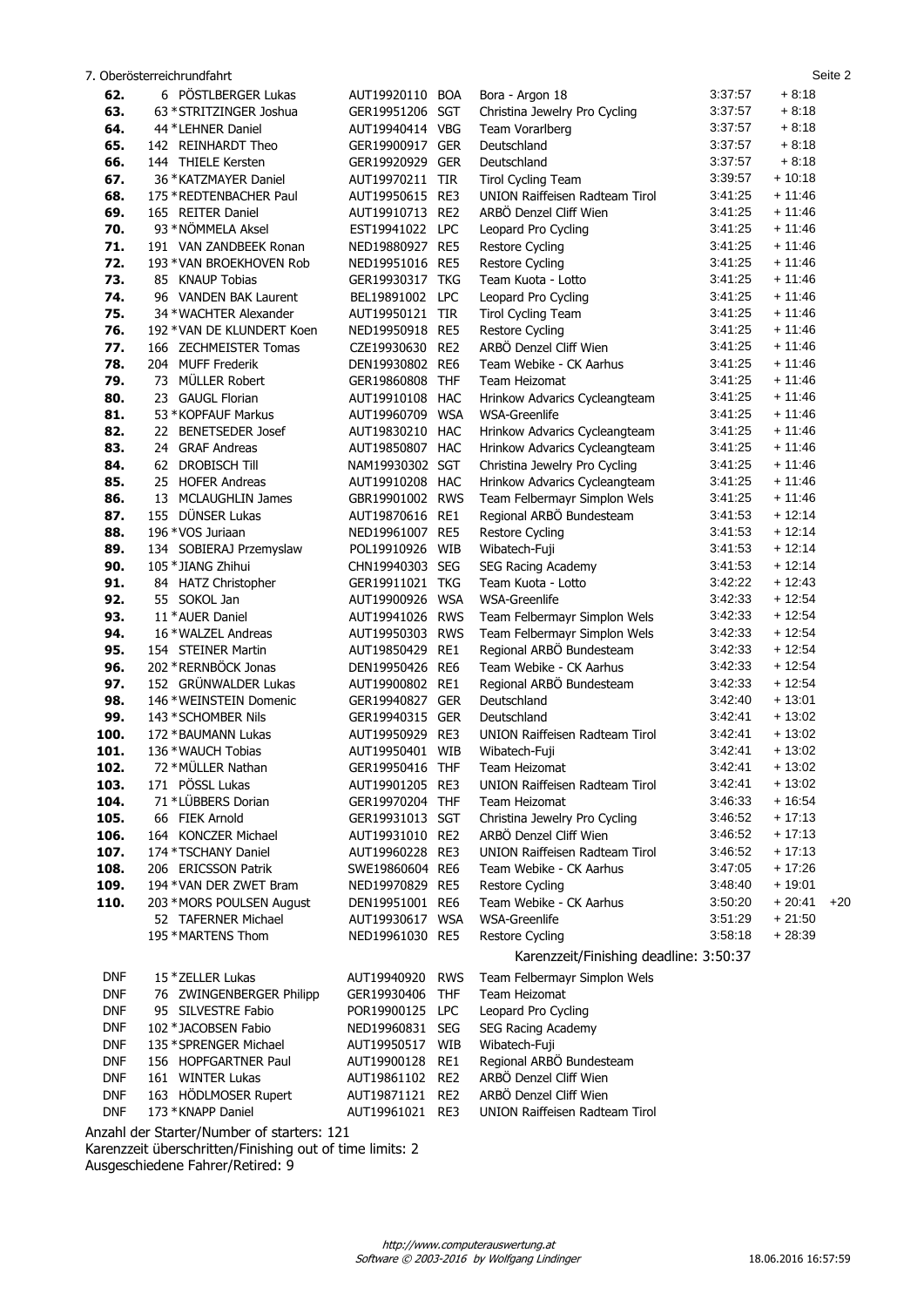7. Oberösterreichrundfahrt

| Rang | Nr. | Name | UCI-Code | Team-Code | Team | Zeit | Rückstand | |
|---|---|---|---|---|---|---|---|---|
| 62. | 6 | PÖSTLBERGER Lukas | AUT19920110 | BOA | Bora - Argon 18 | 3:37:57 | + 8:18 | |
| 63. | 63 | *STRITZINGER Joshua | GER19951206 | SGT | Christina Jewelry Pro Cycling | 3:37:57 | + 8:18 | |
| 64. | 44 | *LEHNER Daniel | AUT19940414 | VBG | Team Vorarlberg | 3:37:57 | + 8:18 | |
| 65. | 142 | REINHARDT Theo | GER19900917 | GER | Deutschland | 3:37:57 | + 8:18 | |
| 66. | 144 | THIELE Kersten | GER19920929 | GER | Deutschland | 3:37:57 | + 8:18 | |
| 67. | 36 | *KATZMAYER Daniel | AUT19970211 | TIR | Tirol Cycling Team | 3:39:57 | + 10:18 | |
| 68. | 175 | *REDTENBACHER Paul | AUT19950615 | RE3 | UNION Raiffeisen Radteam Tirol | 3:41:25 | + 11:46 | |
| 69. | 165 | REITER Daniel | AUT19910713 | RE2 | ARBÖ Denzel Cliff Wien | 3:41:25 | + 11:46 | |
| 70. | 93 | *NÖMMELA Aksel | EST19941022 | LPC | Leopard Pro Cycling | 3:41:25 | + 11:46 | |
| 71. | 191 | VAN ZANDBEEK Ronan | NED19880927 | RE5 | Restore Cycling | 3:41:25 | + 11:46 | |
| 72. | 193 | *VAN BROEKHOVEN Rob | NED19951016 | RE5 | Restore Cycling | 3:41:25 | + 11:46 | |
| 73. | 85 | KNAUP Tobias | GER19930317 | TKG | Team Kuota - Lotto | 3:41:25 | + 11:46 | |
| 74. | 96 | VANDEN BAK Laurent | BEL19891002 | LPC | Leopard Pro Cycling | 3:41:25 | + 11:46 | |
| 75. | 34 | *WACHTER Alexander | AUT19950121 | TIR | Tirol Cycling Team | 3:41:25 | + 11:46 | |
| 76. | 192 | *VAN DE KLUNDERT Koen | NED19950918 | RE5 | Restore Cycling | 3:41:25 | + 11:46 | |
| 77. | 166 | ZECHMEISTER Tomas | CZE19930630 | RE2 | ARBÖ Denzel Cliff Wien | 3:41:25 | + 11:46 | |
| 78. | 204 | MUFF Frederik | DEN19930802 | RE6 | Team Webike - CK Aarhus | 3:41:25 | + 11:46 | |
| 79. | 73 | MÜLLER Robert | GER19860808 | THF | Team Heizomat | 3:41:25 | + 11:46 | |
| 80. | 23 | GAUGL Florian | AUT19910108 | HAC | Hrinkow Advarics Cycleangteam | 3:41:25 | + 11:46 | |
| 81. | 53 | *KOPFAUF Markus | AUT19960709 | WSA | WSA-Greenlife | 3:41:25 | + 11:46 | |
| 82. | 22 | BENETSEDER Josef | AUT19830210 | HAC | Hrinkow Advarics Cycleangteam | 3:41:25 | + 11:46 | |
| 83. | 24 | GRAF Andreas | AUT19850807 | HAC | Hrinkow Advarics Cycleangteam | 3:41:25 | + 11:46 | |
| 84. | 62 | DROBISCH Till | NAM19930302 | SGT | Christina Jewelry Pro Cycling | 3:41:25 | + 11:46 | |
| 85. | 25 | HOFER Andreas | AUT19910208 | HAC | Hrinkow Advarics Cycleangteam | 3:41:25 | + 11:46 | |
| 86. | 13 | MCLAUGHLIN James | GBR19901002 | RWS | Team Felbermayr Simplon Wels | 3:41:25 | + 11:46 | |
| 87. | 155 | DÜNSER Lukas | AUT19870616 | RE1 | Regional ARBÖ Bundesteam | 3:41:53 | + 12:14 | |
| 88. | 196 | *VOS Juriaan | NED19961007 | RE5 | Restore Cycling | 3:41:53 | + 12:14 | |
| 89. | 134 | SOBIERAJ Przemyslaw | POL19910926 | WIB | Wibatech-Fuji | 3:41:53 | + 12:14 | |
| 90. | 105 | *JIANG Zhihui | CHN19940303 | SEG | SEG Racing Academy | 3:41:53 | + 12:14 | |
| 91. | 84 | HATZ Christopher | GER19911021 | TKG | Team Kuota - Lotto | 3:42:22 | + 12:43 | |
| 92. | 55 | SOKOL Jan | AUT19900926 | WSA | WSA-Greenlife | 3:42:33 | + 12:54 | |
| 93. | 11 | *AUER Daniel | AUT19941026 | RWS | Team Felbermayr Simplon Wels | 3:42:33 | + 12:54 | |
| 94. | 16 | *WALZEL Andreas | AUT19950303 | RWS | Team Felbermayr Simplon Wels | 3:42:33 | + 12:54 | |
| 95. | 154 | STEINER Martin | AUT19850429 | RE1 | Regional ARBÖ Bundesteam | 3:42:33 | + 12:54 | |
| 96. | 202 | *RERNBÖCK Jonas | DEN19950426 | RE6 | Team Webike - CK Aarhus | 3:42:33 | + 12:54 | |
| 97. | 152 | GRÜNWALDER Lukas | AUT19900802 | RE1 | Regional ARBÖ Bundesteam | 3:42:33 | + 12:54 | |
| 98. | 146 | *WEINSTEIN Domenic | GER19940827 | GER | Deutschland | 3:42:40 | + 13:01 | |
| 99. | 143 | *SCHOMBER Nils | GER19940315 | GER | Deutschland | 3:42:41 | + 13:02 | |
| 100. | 172 | *BAUMANN Lukas | AUT19950929 | RE3 | UNION Raiffeisen Radteam Tirol | 3:42:41 | + 13:02 | |
| 101. | 136 | *WAUCH Tobias | AUT19950401 | WIB | Wibatech-Fuji | 3:42:41 | + 13:02 | |
| 102. | 72 | *MÜLLER Nathan | GER19950416 | THF | Team Heizomat | 3:42:41 | + 13:02 | |
| 103. | 171 | PÖSSL Lukas | AUT19901205 | RE3 | UNION Raiffeisen Radteam Tirol | 3:42:41 | + 13:02 | |
| 104. | 71 | *LÜBBERS Dorian | GER19970204 | THF | Team Heizomat | 3:46:33 | + 16:54 | |
| 105. | 66 | FIEK Arnold | GER19931013 | SGT | Christina Jewelry Pro Cycling | 3:46:52 | + 17:13 | |
| 106. | 164 | KONCZER Michael | AUT19931010 | RE2 | ARBÖ Denzel Cliff Wien | 3:46:52 | + 17:13 | |
| 107. | 174 | *TSCHANY Daniel | AUT19960228 | RE3 | UNION Raiffeisen Radteam Tirol | 3:46:52 | + 17:13 | |
| 108. | 206 | ERICSSON Patrik | SWE19860604 | RE6 | Team Webike - CK Aarhus | 3:47:05 | + 17:26 | |
| 109. | 194 | *VAN DER ZWET Bram | NED19970829 | RE5 | Restore Cycling | 3:48:40 | + 19:01 | |
| 110. | 203 | *MORS POULSEN August | DEN19951001 | RE6 | Team Webike - CK Aarhus | 3:50:20 | + 20:41 | +20 |
| | 52 | TAFERNER Michael | AUT19930617 | WSA | WSA-Greenlife | 3:51:29 | + 21:50 | |
| | 195 | *MARTENS Thom | NED19961030 | RE5 | Restore Cycling | 3:58:18 | + 28:39 | |

Karenzzeit/Finishing deadline: 3:50:37

| | Nr. | Name | UCI-Code | Team-Code | Team |
|---|---|---|---|---|---|
| DNF | 15 | *ZELLER Lukas | AUT19940920 | RWS | Team Felbermayr Simplon Wels |
| DNF | 76 | ZWINGENBERGER Philipp | GER19930406 | THF | Team Heizomat |
| DNF | 95 | SILVESTRE Fabio | POR19900125 | LPC | Leopard Pro Cycling |
| DNF | 102 | *JACOBSEN Fabio | NED19960831 | SEG | SEG Racing Academy |
| DNF | 135 | *SPRENGER Michael | AUT19950517 | WIB | Wibatech-Fuji |
| DNF | 156 | HOPFGARTNER Paul | AUT19900128 | RE1 | Regional ARBÖ Bundesteam |
| DNF | 161 | WINTER Lukas | AUT19861102 | RE2 | ARBÖ Denzel Cliff Wien |
| DNF | 163 | HÖDLMOSER Rupert | AUT19871121 | RE2 | ARBÖ Denzel Cliff Wien |
| DNF | 173 | *KNAPP Daniel | AUT19961021 | RE3 | UNION Raiffeisen Radteam Tirol |

Anzahl der Starter/Number of starters: 121
Karenzzeit überschritten/Finishing out of time limits: 2
Ausgeschiedene Fahrer/Retired: 9

http://www.computerauswertung.at
Software © 2003-2016 by Wolfgang Lindinger
18.06.2016 16:57:59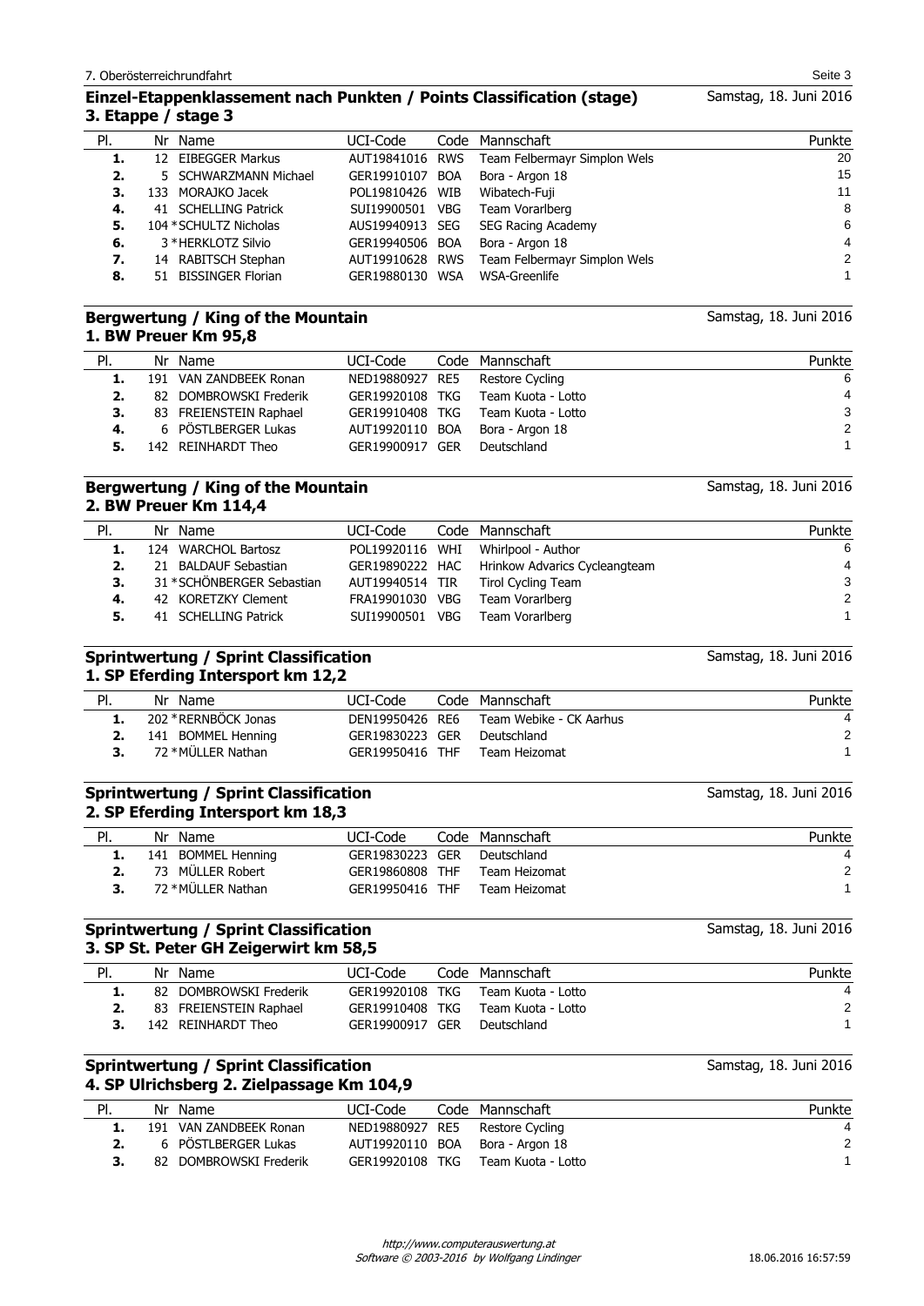## Einzel-Etappenklassement nach Punkten / Points Classification (stage)

### 3. Etappe / stage 3

Samstag, 18. Juni 2016

| Pl. | Nr | Name | UCI-Code | Code | Mannschaft | Punkte |
|---|---|---|---|---|---|---|
| 1. | 12 | EIBEGGER Markus | AUT19841016 | RWS | Team Felbermayr Simplon Wels | 20 |
| 2. | 5 | SCHWARZMANN Michael | GER19910107 | BOA | Bora - Argon 18 | 15 |
| 3. | 133 | MORAJKO Jacek | POL19810426 | WIB | Wibatech-Fuji | 11 |
| 4. | 41 | SCHELLING Patrick | SUI19900501 | VBG | Team Vorarlberg | 8 |
| 5. | 104 | *SCHULTZ Nicholas | AUS19940913 | SEG | SEG Racing Academy | 6 |
| 6. | 3 | *HERKLOTZ Silvio | GER19940506 | BOA | Bora - Argon 18 | 4 |
| 7. | 14 | RABITSCH Stephan | AUT19910628 | RWS | Team Felbermayr Simplon Wels | 2 |
| 8. | 51 | BISSINGER Florian | GER19880130 | WSA | WSA-Greenlife | 1 |

## Bergwertung / King of the Mountain

### 1. BW Preuer Km 95,8

Samstag, 18. Juni 2016

| Pl. | Nr | Name | UCI-Code | Code | Mannschaft | Punkte |
|---|---|---|---|---|---|---|
| 1. | 191 | VAN ZANDBEEK Ronan | NED19880927 | RE5 | Restore Cycling | 6 |
| 2. | 82 | DOMBROWSKI Frederik | GER19920108 | TKG | Team Kuota - Lotto | 4 |
| 3. | 83 | FREIENSTEIN Raphael | GER19910408 | TKG | Team Kuota - Lotto | 3 |
| 4. | 6 | PÖSTLBERGER Lukas | AUT19920110 | BOA | Bora - Argon 18 | 2 |
| 5. | 142 | REINHARDT Theo | GER19900917 | GER | Deutschland | 1 |

## Bergwertung / King of the Mountain

### 2. BW Preuer Km 114,4

Samstag, 18. Juni 2016

| Pl. | Nr | Name | UCI-Code | Code | Mannschaft | Punkte |
|---|---|---|---|---|---|---|
| 1. | 124 | WARCHOL Bartosz | POL19920116 | WHI | Whirlpool - Author | 6 |
| 2. | 21 | BALDAUF Sebastian | GER19890222 | HAC | Hrinkow Advarics Cycleangteam | 4 |
| 3. | 31 | *SCHÖNBERGER Sebastian | AUT19940514 | TIR | Tirol Cycling Team | 3 |
| 4. | 42 | KORETZKY Clement | FRA19901030 | VBG | Team Vorarlberg | 2 |
| 5. | 41 | SCHELLING Patrick | SUI19900501 | VBG | Team Vorarlberg | 1 |

## Sprintwertung / Sprint Classification

### 1. SP Eferding Intersport km 12,2

Samstag, 18. Juni 2016

| Pl. | Nr | Name | UCI-Code | Code | Mannschaft | Punkte |
|---|---|---|---|---|---|---|
| 1. | 202 | *RERNBÖCK Jonas | DEN19950426 | RE6 | Team Webike - CK Aarhus | 4 |
| 2. | 141 | BOMMEL Henning | GER19830223 | GER | Deutschland | 2 |
| 3. | 72 | *MÜLLER Nathan | GER19950416 | THF | Team Heizomat | 1 |

## Sprintwertung / Sprint Classification

### 2. SP Eferding Intersport km 18,3

Samstag, 18. Juni 2016

| Pl. | Nr | Name | UCI-Code | Code | Mannschaft | Punkte |
|---|---|---|---|---|---|---|
| 1. | 141 | BOMMEL Henning | GER19830223 | GER | Deutschland | 4 |
| 2. | 73 | MÜLLER Robert | GER19860808 | THF | Team Heizomat | 2 |
| 3. | 72 | *MÜLLER Nathan | GER19950416 | THF | Team Heizomat | 1 |

## Sprintwertung / Sprint Classification

### 3. SP St. Peter GH Zeigerwirt km 58,5

Samstag, 18. Juni 2016

| Pl. | Nr | Name | UCI-Code | Code | Mannschaft | Punkte |
|---|---|---|---|---|---|---|
| 1. | 82 | DOMBROWSKI Frederik | GER19920108 | TKG | Team Kuota - Lotto | 4 |
| 2. | 83 | FREIENSTEIN Raphael | GER19910408 | TKG | Team Kuota - Lotto | 2 |
| 3. | 142 | REINHARDT Theo | GER19900917 | GER | Deutschland | 1 |

## Sprintwertung / Sprint Classification

### 4. SP Ulrichsberg 2. Zielpassage Km 104,9

Samstag, 18. Juni 2016

| Pl. | Nr | Name | UCI-Code | Code | Mannschaft | Punkte |
|---|---|---|---|---|---|---|
| 1. | 191 | VAN ZANDBEEK Ronan | NED19880927 | RE5 | Restore Cycling | 4 |
| 2. | 6 | PÖSTLBERGER Lukas | AUT19920110 | BOA | Bora - Argon 18 | 2 |
| 3. | 82 | DOMBROWSKI Frederik | GER19920108 | TKG | Team Kuota - Lotto | 1 |

*http://www.computerauswertung.at*
*Software © 2003-2016 by Wolfgang Lindinger*

18.06.2016 16:57:59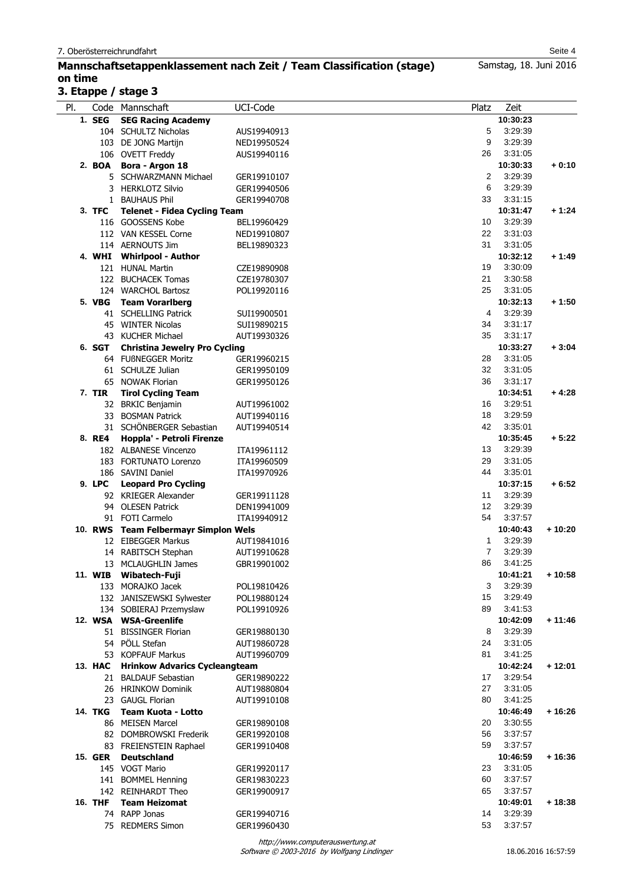## Mannschaftsetappenklassement nach Zeit / Team Classification (stage) on time

Samstag, 18. Juni 2016

### 3. Etappe / stage 3

| Pl. | Code | Mannschaft | UCI-Code | Platz | Zeit | |
|---|---|---|---|---|---|---|
| 1. | SEG | **SEG Racing Academy** | | | **10:30:23** | |
| | 104 | SCHULTZ Nicholas | AUS19940913 | 5 | 3:29:39 | |
| | 103 | DE JONG Martijn | NED19950524 | 9 | 3:29:39 | |
| | 106 | OVETT Freddy | AUS19940116 | 26 | 3:31:05 | |
| 2. | BOA | **Bora - Argon 18** | | | **10:30:33** | **+ 0:10** |
| | 5 | SCHWARZMANN Michael | GER19910107 | 2 | 3:29:39 | |
| | 3 | HERKLOTZ Silvio | GER19940506 | 6 | 3:29:39 | |
| | 1 | BAUHAUS Phil | GER19940708 | 33 | 3:31:15 | |
| 3. | TFC | **Telenet - Fidea Cycling Team** | | | **10:31:47** | **+ 1:24** |
| | 116 | GOOSSENS Kobe | BEL19960429 | 10 | 3:29:39 | |
| | 112 | VAN KESSEL Corne | NED19910807 | 22 | 3:31:03 | |
| | 114 | AERNOUTS Jim | BEL19890323 | 31 | 3:31:05 | |
| 4. | WHI | **Whirlpool - Author** | | | **10:32:12** | **+ 1:49** |
| | 121 | HUNAL Martin | CZE19890908 | 19 | 3:30:09 | |
| | 122 | BUCHACEK Tomas | CZE19780307 | 21 | 3:30:58 | |
| | 124 | WARCHOL Bartosz | POL19920116 | 25 | 3:31:05 | |
| 5. | VBG | **Team Vorarlberg** | | | **10:32:13** | **+ 1:50** |
| | 41 | SCHELLING Patrick | SUI19900501 | 4 | 3:29:39 | |
| | 45 | WINTER Nicolas | SUI19890215 | 34 | 3:31:17 | |
| | 43 | KUCHER Michael | AUT19930326 | 35 | 3:31:17 | |
| 6. | SGT | **Christina Jewelry Pro Cycling** | | | **10:33:27** | **+ 3:04** |
| | 64 | FUßNEGGER Moritz | GER19960215 | 28 | 3:31:05 | |
| | 61 | SCHULZE Julian | GER19950109 | 32 | 3:31:05 | |
| | 65 | NOWAK Florian | GER19950126 | 36 | 3:31:17 | |
| 7. | TIR | **Tirol Cycling Team** | | | **10:34:51** | **+ 4:28** |
| | 32 | BRKIC Benjamin | AUT19961002 | 16 | 3:29:51 | |
| | 33 | BOSMAN Patrick | AUT19940116 | 18 | 3:29:59 | |
| | 31 | SCHÖNBERGER Sebastian | AUT19940514 | 42 | 3:35:01 | |
| 8. | RE4 | **Hoppla' - Petroli Firenze** | | | **10:35:45** | **+ 5:22** |
| | 182 | ALBANESE Vincenzo | ITA19961112 | 13 | 3:29:39 | |
| | 183 | FORTUNATO Lorenzo | ITA19960509 | 29 | 3:31:05 | |
| | 186 | SAVINI Daniel | ITA19970926 | 44 | 3:35:01 | |
| 9. | LPC | **Leopard Pro Cycling** | | | **10:37:15** | **+ 6:52** |
| | 92 | KRIEGER Alexander | GER19911128 | 11 | 3:29:39 | |
| | 94 | OLESEN Patrick | DEN19941009 | 12 | 3:29:39 | |
| | 91 | FOTI Carmelo | ITA19940912 | 54 | 3:37:57 | |
| 10. | RWS | **Team Felbermayr Simplon Wels** | | | **10:40:43** | **+ 10:20** |
| | 12 | EIBEGGER Markus | AUT19841016 | 1 | 3:29:39 | |
| | 14 | RABITSCH Stephan | AUT19910628 | 7 | 3:29:39 | |
| | 13 | MCLAUGHLIN James | GBR19901002 | 86 | 3:41:25 | |
| 11. | WIB | **Wibatech-Fuji** | | | **10:41:21** | **+ 10:58** |
| | 133 | MORAJKO Jacek | POL19810426 | 3 | 3:29:39 | |
| | 132 | JANISZEWSKI Sylwester | POL19880124 | 15 | 3:29:49 | |
| | 134 | SOBIERAJ Przemyslaw | POL19910926 | 89 | 3:41:53 | |
| 12. | WSA | **WSA-Greenlife** | | | **10:42:09** | **+ 11:46** |
| | 51 | BISSINGER Florian | GER19880130 | 8 | 3:29:39 | |
| | 54 | PÖLL Stefan | AUT19860728 | 24 | 3:31:05 | |
| | 53 | KOPFAUF Markus | AUT19960709 | 81 | 3:41:25 | |
| 13. | HAC | **Hrinkow Advarics Cycleangteam** | | | **10:42:24** | **+ 12:01** |
| | 21 | BALDAUF Sebastian | GER19890222 | 17 | 3:29:54 | |
| | 26 | HRINKOW Dominik | AUT19880804 | 27 | 3:31:05 | |
| | 23 | GAUGL Florian | AUT19910108 | 80 | 3:41:25 | |
| 14. | TKG | **Team Kuota - Lotto** | | | **10:46:49** | **+ 16:26** |
| | 86 | MEISEN Marcel | GER19890108 | 20 | 3:30:55 | |
| | 82 | DOMBROWSKI Frederik | GER19920108 | 56 | 3:37:57 | |
| | 83 | FREIENSTEIN Raphael | GER19910408 | 59 | 3:37:57 | |
| 15. | GER | **Deutschland** | | | **10:46:59** | **+ 16:36** |
| | 145 | VOGT Mario | GER19920117 | 23 | 3:31:05 | |
| | 141 | BOMMEL Henning | GER19830223 | 60 | 3:37:57 | |
| | 142 | REINHARDT Theo | GER19900917 | 65 | 3:37:57 | |
| 16. | THF | **Team Heizomat** | | | **10:49:01** | **+ 18:38** |
| | 74 | RAPP Jonas | GER19940716 | 14 | 3:29:39 | |
| | 75 | REDMERS Simon | GER19960430 | 53 | 3:37:57 | |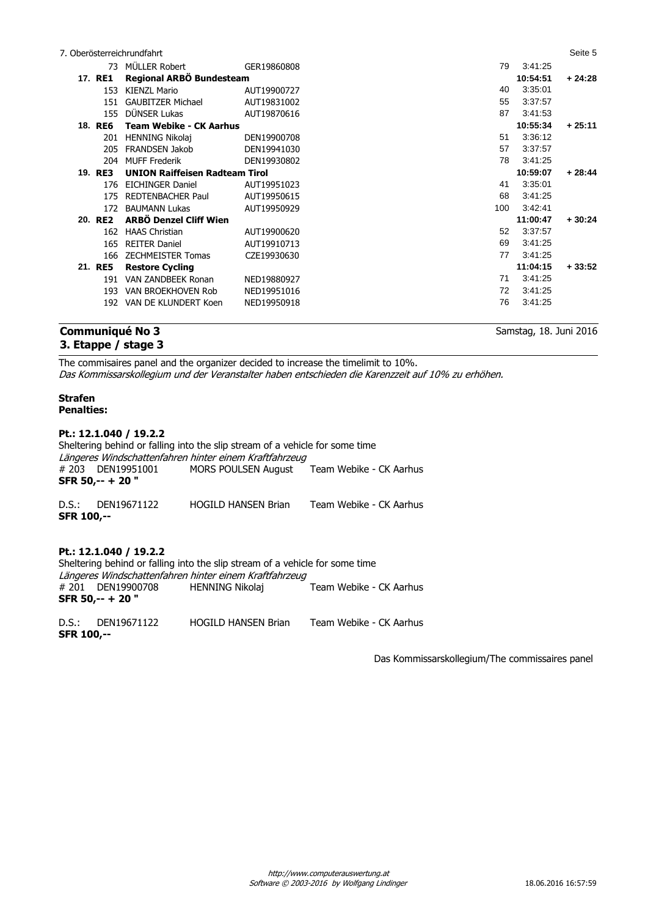| | | | | | |
|---|---|---|---|---|---|
| 73 | MÜLLER Robert | GER19860808 | 79 | 3:41:25 | |
| **17. RE1** | **Regional ARBÖ Bundesteam** | | | **10:54:51** | **+ 24:28** |
| 153 | KIENZL Mario | AUT19900727 | 40 | 3:35:01 | |
| 151 | GAUBITZER Michael | AUT19831002 | 55 | 3:37:57 | |
| 155 | DÜNSER Lukas | AUT19870616 | 87 | 3:41:53 | |
| **18. RE6** | **Team Webike - CK Aarhus** | | | **10:55:34** | **+ 25:11** |
| 201 | HENNING Nikolaj | DEN19900708 | 51 | 3:36:12 | |
| 205 | FRANDSEN Jakob | DEN19941030 | 57 | 3:37:57 | |
| 204 | MUFF Frederik | DEN19930802 | 78 | 3:41:25 | |
| **19. RE3** | **UNION Raiffeisen Radteam Tirol** | | | **10:59:07** | **+ 28:44** |
| 176 | EICHINGER Daniel | AUT19951023 | 41 | 3:35:01 | |
| 175 | REDTENBACHER Paul | AUT19950615 | 68 | 3:41:25 | |
| 172 | BAUMANN Lukas | AUT19950929 | 100 | 3:42:41 | |
| **20. RE2** | **ARBÖ Denzel Cliff Wien** | | | **11:00:47** | **+ 30:24** |
| 162 | HAAS Christian | AUT19900620 | 52 | 3:37:57 | |
| 165 | REITER Daniel | AUT19910713 | 69 | 3:41:25 | |
| 166 | ZECHMEISTER Tomas | CZE19930630 | 77 | 3:41:25 | |
| **21. RE5** | **Restore Cycling** | | | **11:04:15** | **+ 33:52** |
| 191 | VAN ZANDBEEK Ronan | NED19880927 | 71 | 3:41:25 | |
| 193 | VAN BROEKHOVEN Rob | NED19951016 | 72 | 3:41:25 | |
| 192 | VAN DE KLUNDERT Koen | NED19950918 | 76 | 3:41:25 | |

## Communiqué No 3
## 3. Etappe / stage 3

Samstag, 18. Juni 2016

The commisaires panel and the organizer decided to increase the timelimit to 10%.
*Das Kommissarskollegium und der Veranstalter haben entschieden die Karenzzeit auf 10% zu erhöhen.*

**Strafen**
**Penalties:**

**Pt.: 12.1.040 / 19.2.2**
Sheltering behind or falling into the slip stream of a vehicle for some time
*Längeres Windschattenfahren hinter einem Kraftfahrzeug*
# 203 DEN19951001 MORS POULSEN August Team Webike - CK Aarhus
**SFR 50,-- + 20 "**

D.S.: DEN19671122 HOGILD HANSEN Brian Team Webike - CK Aarhus
**SFR 100,--**

**Pt.: 12.1.040 / 19.2.2**
Sheltering behind or falling into the slip stream of a vehicle for some time
*Längeres Windschattenfahren hinter einem Kraftfahrzeug*
# 201 DEN19900708 HENNING Nikolaj Team Webike - CK Aarhus
**SFR 50,-- + 20 "**

D.S.: DEN19671122 HOGILD HANSEN Brian Team Webike - CK Aarhus
**SFR 100,--**

Das Kommissarskollegium/The commissaires panel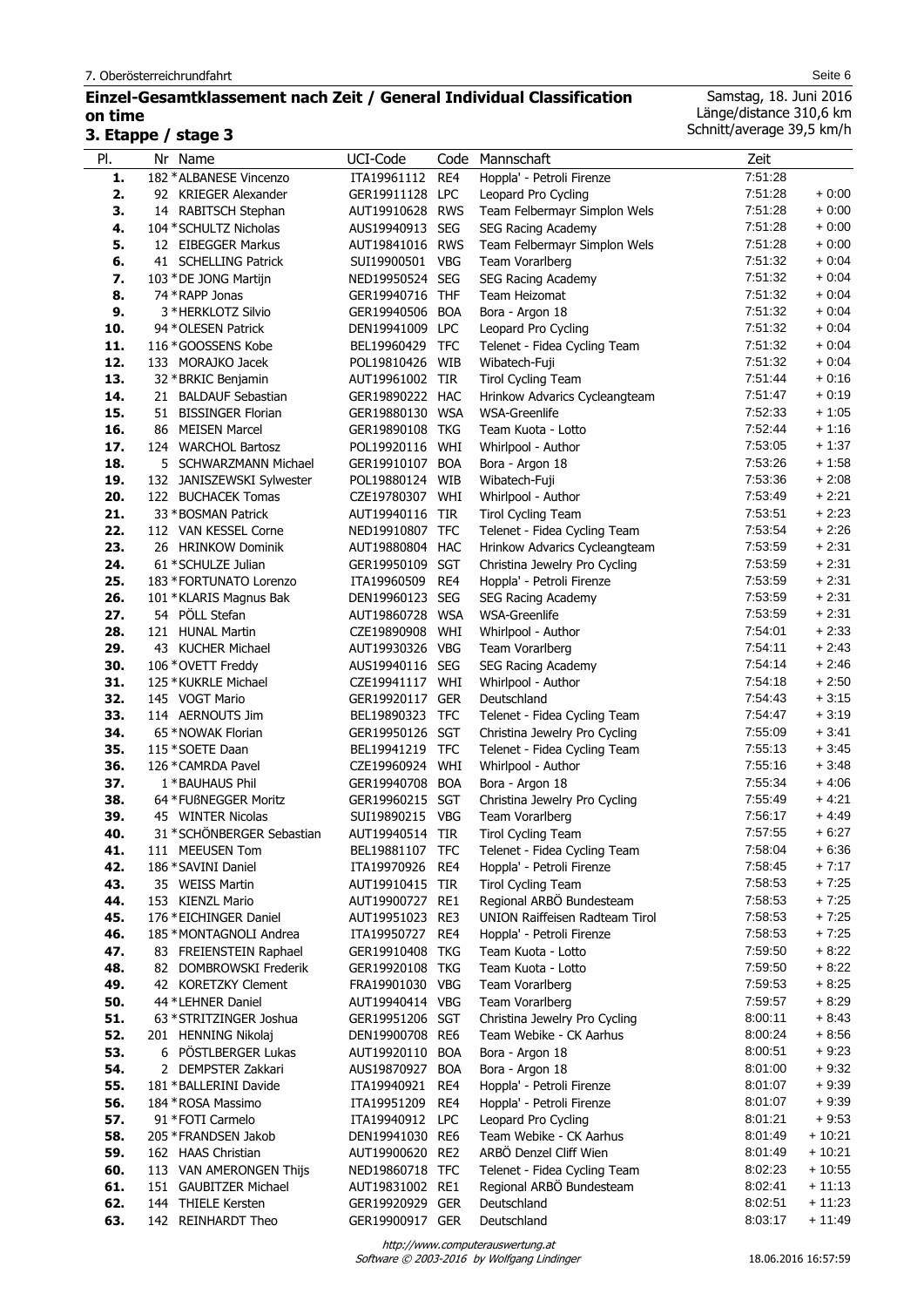7. Oberösterreichrundfahrt

## Einzel-Gesamtklassement nach Zeit / General Individual Classification on time

### 3. Etappe / stage 3

Samstag, 18. Juni 2016
Länge/distance 310,6 km
Schnitt/average 39,5 km/h

| Pl. | Nr | Name | UCI-Code | Code | Mannschaft | Zeit | |
|---|---|---|---|---|---|---|---|
| 1. | 182 | *ALBANESE Vincenzo | ITA19961112 | RE4 | Hoppla' - Petroli Firenze | 7:51:28 | |
| 2. | 92 | KRIEGER Alexander | GER19911128 | LPC | Leopard Pro Cycling | 7:51:28 | + 0:00 |
| 3. | 14 | RABITSCH Stephan | AUT19910628 | RWS | Team Felbermayr Simplon Wels | 7:51:28 | + 0:00 |
| 4. | 104 | *SCHULTZ Nicholas | AUS19940913 | SEG | SEG Racing Academy | 7:51:28 | + 0:00 |
| 5. | 12 | EIBEGGER Markus | AUT19841016 | RWS | Team Felbermayr Simplon Wels | 7:51:28 | + 0:00 |
| 6. | 41 | SCHELLING Patrick | SUI19900501 | VBG | Team Vorarlberg | 7:51:32 | + 0:04 |
| 7. | 103 | *DE JONG Martijn | NED19950524 | SEG | SEG Racing Academy | 7:51:32 | + 0:04 |
| 8. | 74 | *RAPP Jonas | GER19940716 | THF | Team Heizomat | 7:51:32 | + 0:04 |
| 9. | 3 | *HERKLOTZ Silvio | GER19940506 | BOA | Bora - Argon 18 | 7:51:32 | + 0:04 |
| 10. | 94 | *OLESEN Patrick | DEN19941009 | LPC | Leopard Pro Cycling | 7:51:32 | + 0:04 |
| 11. | 116 | *GOOSSENS Kobe | BEL19960429 | TFC | Telenet - Fidea Cycling Team | 7:51:32 | + 0:04 |
| 12. | 133 | MORAJKO Jacek | POL19810426 | WIB | Wibatech-Fuji | 7:51:32 | + 0:04 |
| 13. | 32 | *BRKIC Benjamin | AUT19961002 | TIR | Tirol Cycling Team | 7:51:44 | + 0:16 |
| 14. | 21 | BALDAUF Sebastian | GER19890222 | HAC | Hrinkow Advarics Cycleangteam | 7:51:47 | + 0:19 |
| 15. | 51 | BISSINGER Florian | GER19880130 | WSA | WSA-Greenlife | 7:52:33 | + 1:05 |
| 16. | 86 | MEISEN Marcel | GER19890108 | TKG | Team Kuota - Lotto | 7:52:44 | + 1:16 |
| 17. | 124 | WARCHOL Bartosz | POL19920116 | WHI | Whirlpool - Author | 7:53:05 | + 1:37 |
| 18. | 5 | SCHWARZMANN Michael | GER19910107 | BOA | Bora - Argon 18 | 7:53:26 | + 1:58 |
| 19. | 132 | JANISZEWSKI Sylwester | POL19880124 | WIB | Wibatech-Fuji | 7:53:36 | + 2:08 |
| 20. | 122 | BUCHACEK Tomas | CZE19780307 | WHI | Whirlpool - Author | 7:53:49 | + 2:21 |
| 21. | 33 | *BOSMAN Patrick | AUT19940116 | TIR | Tirol Cycling Team | 7:53:51 | + 2:23 |
| 22. | 112 | VAN KESSEL Corne | NED19910807 | TFC | Telenet - Fidea Cycling Team | 7:53:54 | + 2:26 |
| 23. | 26 | HRINKOW Dominik | AUT19880804 | HAC | Hrinkow Advarics Cycleangteam | 7:53:59 | + 2:31 |
| 24. | 61 | *SCHULZE Julian | GER19950109 | SGT | Christina Jewelry Pro Cycling | 7:53:59 | + 2:31 |
| 25. | 183 | *FORTUNATO Lorenzo | ITA19960509 | RE4 | Hoppla' - Petroli Firenze | 7:53:59 | + 2:31 |
| 26. | 101 | *KLARIS Magnus Bak | DEN19960123 | SEG | SEG Racing Academy | 7:53:59 | + 2:31 |
| 27. | 54 | PÖLL Stefan | AUT19860728 | WSA | WSA-Greenlife | 7:53:59 | + 2:31 |
| 28. | 121 | HUNAL Martin | CZE19890908 | WHI | Whirlpool - Author | 7:54:01 | + 2:33 |
| 29. | 43 | KUCHER Michael | AUT19930326 | VBG | Team Vorarlberg | 7:54:11 | + 2:43 |
| 30. | 106 | *OVETT Freddy | AUS19940116 | SEG | SEG Racing Academy | 7:54:14 | + 2:46 |
| 31. | 125 | *KUKRLE Michael | CZE19941117 | WHI | Whirlpool - Author | 7:54:18 | + 2:50 |
| 32. | 145 | VOGT Mario | GER19920117 | GER | Deutschland | 7:54:43 | + 3:15 |
| 33. | 114 | AERNOUTS Jim | BEL19890323 | TFC | Telenet - Fidea Cycling Team | 7:54:47 | + 3:19 |
| 34. | 65 | *NOWAK Florian | GER19950126 | SGT | Christina Jewelry Pro Cycling | 7:55:09 | + 3:41 |
| 35. | 115 | *SOETE Daan | BEL19941219 | TFC | Telenet - Fidea Cycling Team | 7:55:13 | + 3:45 |
| 36. | 126 | *CAMRDA Pavel | CZE19960924 | WHI | Whirlpool - Author | 7:55:16 | + 3:48 |
| 37. | 1 | *BAUHAUS Phil | GER19940708 | BOA | Bora - Argon 18 | 7:55:34 | + 4:06 |
| 38. | 64 | *FUßNEGGER Moritz | GER19960215 | SGT | Christina Jewelry Pro Cycling | 7:55:49 | + 4:21 |
| 39. | 45 | WINTER Nicolas | SUI19890215 | VBG | Team Vorarlberg | 7:56:17 | + 4:49 |
| 40. | 31 | *SCHÖNBERGER Sebastian | AUT19940514 | TIR | Tirol Cycling Team | 7:57:55 | + 6:27 |
| 41. | 111 | MEEUSEN Tom | BEL19881107 | TFC | Telenet - Fidea Cycling Team | 7:58:04 | + 6:36 |
| 42. | 186 | *SAVINI Daniel | ITA19970926 | RE4 | Hoppla' - Petroli Firenze | 7:58:45 | + 7:17 |
| 43. | 35 | WEISS Martin | AUT19910415 | TIR | Tirol Cycling Team | 7:58:53 | + 7:25 |
| 44. | 153 | KIENZL Mario | AUT19900727 | RE1 | Regional ARBÖ Bundesteam | 7:58:53 | + 7:25 |
| 45. | 176 | *EICHINGER Daniel | AUT19951023 | RE3 | UNION Raiffeisen Radteam Tirol | 7:58:53 | + 7:25 |
| 46. | 185 | *MONTAGNOLI Andrea | ITA19950727 | RE4 | Hoppla' - Petroli Firenze | 7:58:53 | + 7:25 |
| 47. | 83 | FREIENSTEIN Raphael | GER19910408 | TKG | Team Kuota - Lotto | 7:59:50 | + 8:22 |
| 48. | 82 | DOMBROWSKI Frederik | GER19920108 | TKG | Team Kuota - Lotto | 7:59:50 | + 8:22 |
| 49. | 42 | KORETZKY Clement | FRA19901030 | VBG | Team Vorarlberg | 7:59:53 | + 8:25 |
| 50. | 44 | *LEHNER Daniel | AUT19940414 | VBG | Team Vorarlberg | 7:59:57 | + 8:29 |
| 51. | 63 | *STRITZINGER Joshua | GER19951206 | SGT | Christina Jewelry Pro Cycling | 8:00:11 | + 8:43 |
| 52. | 201 | HENNING Nikolaj | DEN19900708 | RE6 | Team Webike - CK Aarhus | 8:00:24 | + 8:56 |
| 53. | 6 | PÖSTLBERGER Lukas | AUT19920110 | BOA | Bora - Argon 18 | 8:00:51 | + 9:23 |
| 54. | 2 | DEMPSTER Zakkari | AUS19870927 | BOA | Bora - Argon 18 | 8:01:00 | + 9:32 |
| 55. | 181 | *BALLERINI Davide | ITA19940921 | RE4 | Hoppla' - Petroli Firenze | 8:01:07 | + 9:39 |
| 56. | 184 | *ROSA Massimo | ITA19951209 | RE4 | Hoppla' - Petroli Firenze | 8:01:07 | + 9:39 |
| 57. | 91 | *FOTI Carmelo | ITA19940912 | LPC | Leopard Pro Cycling | 8:01:21 | + 9:53 |
| 58. | 205 | *FRANDSEN Jakob | DEN19941030 | RE6 | Team Webike - CK Aarhus | 8:01:49 | + 10:21 |
| 59. | 162 | HAAS Christian | AUT19900620 | RE2 | ARBÖ Denzel Cliff Wien | 8:01:49 | + 10:21 |
| 60. | 113 | VAN AMERONGEN Thijs | NED19860718 | TFC | Telenet - Fidea Cycling Team | 8:02:23 | + 10:55 |
| 61. | 151 | GAUBITZER Michael | AUT19831002 | RE1 | Regional ARBÖ Bundesteam | 8:02:41 | + 11:13 |
| 62. | 144 | THIELE Kersten | GER19920929 | GER | Deutschland | 8:02:51 | + 11:23 |
| 63. | 142 | REINHARDT Theo | GER19900917 | GER | Deutschland | 8:03:17 | + 11:49 |

http://www.computerauswertung.at
Software © 2003-2016 by Wolfgang Lindinger

18.06.2016 16:57:59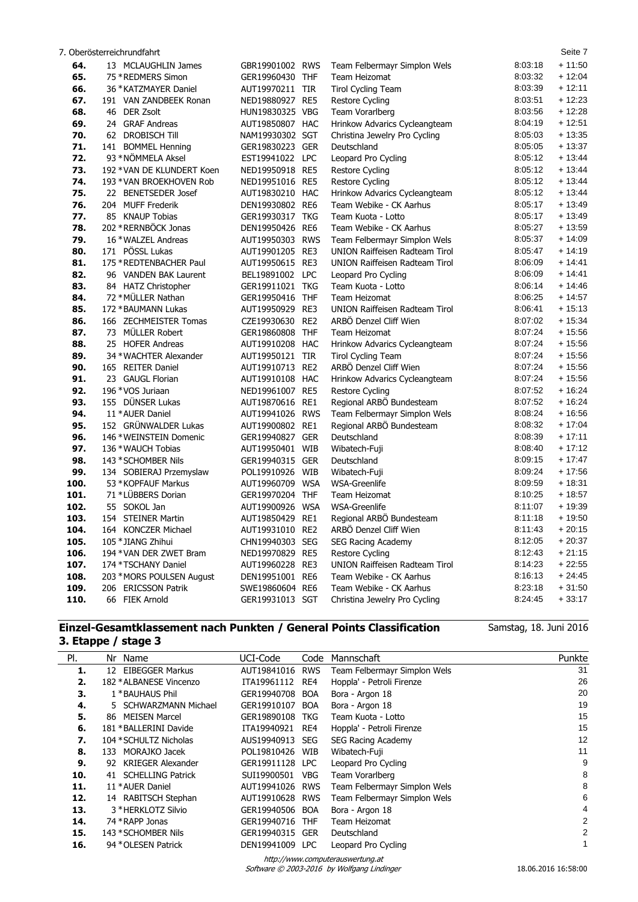| Pl. | Nr | Name | UCI-Code | Code | Mannschaft | Zeit | Rückstand |
|---|---|---|---|---|---|---|---|
| 64. | 13 | MCLAUGHLIN James | GBR19901002 | RWS | Team Felbermayr Simplon Wels | 8:03:18 | + 11:50 |
| 65. | 75 | *REDMERS Simon | GER19960430 | THF | Team Heizomat | 8:03:32 | + 12:04 |
| 66. | 36 | *KATZMAYER Daniel | AUT19970211 | TIR | Tirol Cycling Team | 8:03:39 | + 12:11 |
| 67. | 191 | VAN ZANDBEEK Ronan | NED19880927 | RE5 | Restore Cycling | 8:03:51 | + 12:23 |
| 68. | 46 | DER Zsolt | HUN19830325 | VBG | Team Vorarlberg | 8:03:56 | + 12:28 |
| 69. | 24 | GRAF Andreas | AUT19850807 | HAC | Hrinkow Advarics Cycleangteam | 8:04:19 | + 12:51 |
| 70. | 62 | DROBISCH Till | NAM19930302 | SGT | Christina Jewelry Pro Cycling | 8:05:03 | + 13:35 |
| 71. | 141 | BOMMEL Henning | GER19830223 | GER | Deutschland | 8:05:05 | + 13:37 |
| 72. | 93 | *NÖMMELA Aksel | EST19941022 | LPC | Leopard Pro Cycling | 8:05:12 | + 13:44 |
| 73. | 192 | *VAN DE KLUNDERT Koen | NED19950918 | RE5 | Restore Cycling | 8:05:12 | + 13:44 |
| 74. | 193 | *VAN BROEKHOVEN Rob | NED19951016 | RE5 | Restore Cycling | 8:05:12 | + 13:44 |
| 75. | 22 | BENETSEDER Josef | AUT19830210 | HAC | Hrinkow Advarics Cycleangteam | 8:05:12 | + 13:44 |
| 76. | 204 | MUFF Frederik | DEN19930802 | RE6 | Team Webike - CK Aarhus | 8:05:17 | + 13:49 |
| 77. | 85 | KNAUP Tobias | GER19930317 | TKG | Team Kuota - Lotto | 8:05:17 | + 13:49 |
| 78. | 202 | *RERNBÖCK Jonas | DEN19950426 | RE6 | Team Webike - CK Aarhus | 8:05:27 | + 13:59 |
| 79. | 16 | *WALZEL Andreas | AUT19950303 | RWS | Team Felbermayr Simplon Wels | 8:05:37 | + 14:09 |
| 80. | 171 | PÖSSL Lukas | AUT19901205 | RE3 | UNION Raiffeisen Radteam Tirol | 8:05:47 | + 14:19 |
| 81. | 175 | *REDTENBACHER Paul | AUT19950615 | RE3 | UNION Raiffeisen Radteam Tirol | 8:06:09 | + 14:41 |
| 82. | 96 | VANDEN BAK Laurent | BEL19891002 | LPC | Leopard Pro Cycling | 8:06:09 | + 14:41 |
| 83. | 84 | HATZ Christopher | GER19911021 | TKG | Team Kuota - Lotto | 8:06:14 | + 14:46 |
| 84. | 72 | *MÜLLER Nathan | GER19950416 | THF | Team Heizomat | 8:06:25 | + 14:57 |
| 85. | 172 | *BAUMANN Lukas | AUT19950929 | RE3 | UNION Raiffeisen Radteam Tirol | 8:06:41 | + 15:13 |
| 86. | 166 | ZECHMEISTER Tomas | CZE19930630 | RE2 | ARBÖ Denzel Cliff Wien | 8:07:02 | + 15:34 |
| 87. | 73 | MÜLLER Robert | GER19860808 | THF | Team Heizomat | 8:07:24 | + 15:56 |
| 88. | 25 | HOFER Andreas | AUT19910208 | HAC | Hrinkow Advarics Cycleangteam | 8:07:24 | + 15:56 |
| 89. | 34 | *WACHTER Alexander | AUT19950121 | TIR | Tirol Cycling Team | 8:07:24 | + 15:56 |
| 90. | 165 | REITER Daniel | AUT19910713 | RE2 | ARBÖ Denzel Cliff Wien | 8:07:24 | + 15:56 |
| 91. | 23 | GAUGL Florian | AUT19910108 | HAC | Hrinkow Advarics Cycleangteam | 8:07:24 | + 15:56 |
| 92. | 196 | *VOS Juriaan | NED19961007 | RE5 | Restore Cycling | 8:07:52 | + 16:24 |
| 93. | 155 | DÜNSER Lukas | AUT19870616 | RE1 | Regional ARBÖ Bundesteam | 8:07:52 | + 16:24 |
| 94. | 11 | *AUER Daniel | AUT19941026 | RWS | Team Felbermayr Simplon Wels | 8:08:24 | + 16:56 |
| 95. | 152 | GRÜNWALDER Lukas | AUT19900802 | RE1 | Regional ARBÖ Bundesteam | 8:08:32 | + 17:04 |
| 96. | 146 | *WEINSTEIN Domenic | GER19940827 | GER | Deutschland | 8:08:39 | + 17:11 |
| 97. | 136 | *WAUCH Tobias | AUT19950401 | WIB | Wibatech-Fuji | 8:08:40 | + 17:12 |
| 98. | 143 | *SCHOMBER Nils | GER19940315 | GER | Deutschland | 8:09:15 | + 17:47 |
| 99. | 134 | SOBIERAJ Przemyslaw | POL19910926 | WIB | Wibatech-Fuji | 8:09:24 | + 17:56 |
| 100. | 53 | *KOPFAUF Markus | AUT19960709 | WSA | WSA-Greenlife | 8:09:59 | + 18:31 |
| 101. | 71 | *LÜBBERS Dorian | GER19970204 | THF | Team Heizomat | 8:10:25 | + 18:57 |
| 102. | 55 | SOKOL Jan | AUT19900926 | WSA | WSA-Greenlife | 8:11:07 | + 19:39 |
| 103. | 154 | STEINER Martin | AUT19850429 | RE1 | Regional ARBÖ Bundesteam | 8:11:18 | + 19:50 |
| 104. | 164 | KONCZER Michael | AUT19931010 | RE2 | ARBÖ Denzel Cliff Wien | 8:11:43 | + 20:15 |
| 105. | 105 | *JIANG Zhihui | CHN19940303 | SEG | SEG Racing Academy | 8:12:05 | + 20:37 |
| 106. | 194 | *VAN DER ZWET Bram | NED19970829 | RE5 | Restore Cycling | 8:12:43 | + 21:15 |
| 107. | 174 | *TSCHANY Daniel | AUT19960228 | RE3 | UNION Raiffeisen Radteam Tirol | 8:14:23 | + 22:55 |
| 108. | 203 | *MORS POULSEN August | DEN19951001 | RE6 | Team Webike - CK Aarhus | 8:16:13 | + 24:45 |
| 109. | 206 | ERICSSON Patrik | SWE19860604 | RE6 | Team Webike - CK Aarhus | 8:23:18 | + 31:50 |
| 110. | 66 | FIEK Arnold | GER19931013 | SGT | Christina Jewelry Pro Cycling | 8:24:45 | + 33:17 |

## Einzel-Gesamtklassement nach Punkten / General Points Classification
## 3. Etappe / stage 3

Samstag, 18. Juni 2016

| Pl. | Nr | Name | UCI-Code | Code | Mannschaft | Punkte |
|---|---|---|---|---|---|---|
| 1. | 12 | EIBEGGER Markus | AUT19841016 | RWS | Team Felbermayr Simplon Wels | 31 |
| 2. | 182 | *ALBANESE Vincenzo | ITA19961112 | RE4 | Hoppla' - Petroli Firenze | 26 |
| 3. | 1 | *BAUHAUS Phil | GER19940708 | BOA | Bora - Argon 18 | 20 |
| 4. | 5 | SCHWARZMANN Michael | GER19910107 | BOA | Bora - Argon 18 | 19 |
| 5. | 86 | MEISEN Marcel | GER19890108 | TKG | Team Kuota - Lotto | 15 |
| 6. | 181 | *BALLERINI Davide | ITA19940921 | RE4 | Hoppla' - Petroli Firenze | 15 |
| 7. | 104 | *SCHULTZ Nicholas | AUS19940913 | SEG | SEG Racing Academy | 12 |
| 8. | 133 | MORAJKO Jacek | POL19810426 | WIB | Wibatech-Fuji | 11 |
| 9. | 92 | KRIEGER Alexander | GER19911128 | LPC | Leopard Pro Cycling | 9 |
| 10. | 41 | SCHELLING Patrick | SUI19900501 | VBG | Team Vorarlberg | 8 |
| 11. | 11 | *AUER Daniel | AUT19941026 | RWS | Team Felbermayr Simplon Wels | 8 |
| 12. | 14 | RABITSCH Stephan | AUT19910628 | RWS | Team Felbermayr Simplon Wels | 6 |
| 13. | 3 | *HERKLOTZ Silvio | GER19940506 | BOA | Bora - Argon 18 | 4 |
| 14. | 74 | *RAPP Jonas | GER19940716 | THF | Team Heizomat | 2 |
| 15. | 143 | *SCHOMBER Nils | GER19940315 | GER | Deutschland | 2 |
| 16. | 94 | *OLESEN Patrick | DEN19941009 | LPC | Leopard Pro Cycling | 1 |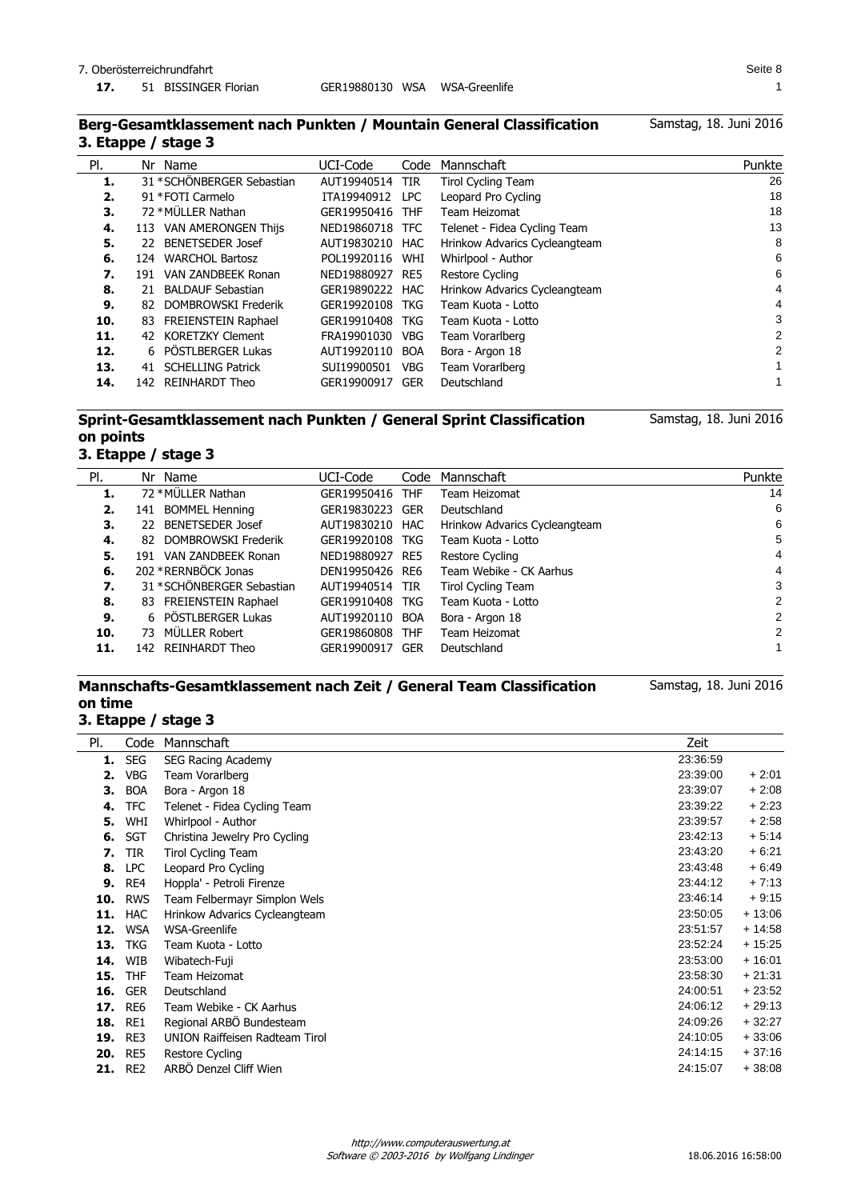| | | | | | |
|---|---|---|---|---|---|
| **17.** | 51 | BISSINGER Florian | GER19880130 | WSA | WSA-Greenlife | 1 |

## Berg-Gesamtklassement nach Punkten / Mountain General Classification

Samstag, 18. Juni 2016

### 3. Etappe / stage 3

| Pl. | Nr | Name | UCI-Code | Code | Mannschaft | Punkte |
|---|---|---|---|---|---|---|
| **1.** | 31 | *SCHÖNBERGER Sebastian | AUT19940514 | TIR | Tirol Cycling Team | 26 |
| **2.** | 91 | *FOTI Carmelo | ITA19940912 | LPC | Leopard Pro Cycling | 18 |
| **3.** | 72 | *MÜLLER Nathan | GER19950416 | THF | Team Heizomat | 18 |
| **4.** | 113 | VAN AMERONGEN Thijs | NED19860718 | TFC | Telenet - Fidea Cycling Team | 13 |
| **5.** | 22 | BENETSEDER Josef | AUT19830210 | HAC | Hrinkow Advarics Cycleangteam | 8 |
| **6.** | 124 | WARCHOL Bartosz | POL19920116 | WHI | Whirlpool - Author | 6 |
| **7.** | 191 | VAN ZANDBEEK Ronan | NED19880927 | RE5 | Restore Cycling | 6 |
| **8.** | 21 | BALDAUF Sebastian | GER19890222 | HAC | Hrinkow Advarics Cycleangteam | 4 |
| **9.** | 82 | DOMBROWSKI Frederik | GER19920108 | TKG | Team Kuota - Lotto | 4 |
| **10.** | 83 | FREIENSTEIN Raphael | GER19910408 | TKG | Team Kuota - Lotto | 3 |
| **11.** | 42 | KORETZKY Clement | FRA19901030 | VBG | Team Vorarlberg | 2 |
| **12.** | 6 | PÖSTLBERGER Lukas | AUT19920110 | BOA | Bora - Argon 18 | 2 |
| **13.** | 41 | SCHELLING Patrick | SUI19900501 | VBG | Team Vorarlberg | 1 |
| **14.** | 142 | REINHARDT Theo | GER19900917 | GER | Deutschland | 1 |

## Sprint-Gesamtklassement nach Punkten / General Sprint Classification on points

Samstag, 18. Juni 2016

### 3. Etappe / stage 3

| Pl. | Nr | Name | UCI-Code | Code | Mannschaft | Punkte |
|---|---|---|---|---|---|---|
| **1.** | 72 | *MÜLLER Nathan | GER19950416 | THF | Team Heizomat | 14 |
| **2.** | 141 | BOMMEL Henning | GER19830223 | GER | Deutschland | 6 |
| **3.** | 22 | BENETSEDER Josef | AUT19830210 | HAC | Hrinkow Advarics Cycleangteam | 6 |
| **4.** | 82 | DOMBROWSKI Frederik | GER19920108 | TKG | Team Kuota - Lotto | 5 |
| **5.** | 191 | VAN ZANDBEEK Ronan | NED19880927 | RE5 | Restore Cycling | 4 |
| **6.** | 202 | *RERNBÖCK Jonas | DEN19950426 | RE6 | Team Webike - CK Aarhus | 4 |
| **7.** | 31 | *SCHÖNBERGER Sebastian | AUT19940514 | TIR | Tirol Cycling Team | 3 |
| **8.** | 83 | FREIENSTEIN Raphael | GER19910408 | TKG | Team Kuota - Lotto | 2 |
| **9.** | 6 | PÖSTLBERGER Lukas | AUT19920110 | BOA | Bora - Argon 18 | 2 |
| **10.** | 73 | MÜLLER Robert | GER19860808 | THF | Team Heizomat | 2 |
| **11.** | 142 | REINHARDT Theo | GER19900917 | GER | Deutschland | 1 |

## Mannschafts-Gesamtklassement nach Zeit / General Team Classification on time

Samstag, 18. Juni 2016

### 3. Etappe / stage 3

| Pl. | Code | Mannschaft | Zeit | |
|---|---|---|---|---|
| **1.** | SEG | SEG Racing Academy | 23:36:59 | |
| **2.** | VBG | Team Vorarlberg | 23:39:00 | + 2:01 |
| **3.** | BOA | Bora - Argon 18 | 23:39:07 | + 2:08 |
| **4.** | TFC | Telenet - Fidea Cycling Team | 23:39:22 | + 2:23 |
| **5.** | WHI | Whirlpool - Author | 23:39:57 | + 2:58 |
| **6.** | SGT | Christina Jewelry Pro Cycling | 23:42:13 | + 5:14 |
| **7.** | TIR | Tirol Cycling Team | 23:43:20 | + 6:21 |
| **8.** | LPC | Leopard Pro Cycling | 23:43:48 | + 6:49 |
| **9.** | RE4 | Hoppla' - Petroli Firenze | 23:44:12 | + 7:13 |
| **10.** | RWS | Team Felbermayr Simplon Wels | 23:46:14 | + 9:15 |
| **11.** | HAC | Hrinkow Advarics Cycleangteam | 23:50:05 | + 13:06 |
| **12.** | WSA | WSA-Greenlife | 23:51:57 | + 14:58 |
| **13.** | TKG | Team Kuota - Lotto | 23:52:24 | + 15:25 |
| **14.** | WIB | Wibatech-Fuji | 23:53:00 | + 16:01 |
| **15.** | THF | Team Heizomat | 23:58:30 | + 21:31 |
| **16.** | GER | Deutschland | 24:00:51 | + 23:52 |
| **17.** | RE6 | Team Webike - CK Aarhus | 24:06:12 | + 29:13 |
| **18.** | RE1 | Regional ARBÖ Bundesteam | 24:09:26 | + 32:27 |
| **19.** | RE3 | UNION Raiffeisen Radteam Tirol | 24:10:05 | + 33:06 |
| **20.** | RE5 | Restore Cycling | 24:14:15 | + 37:16 |
| **21.** | RE2 | ARBÖ Denzel Cliff Wien | 24:15:07 | + 38:08 |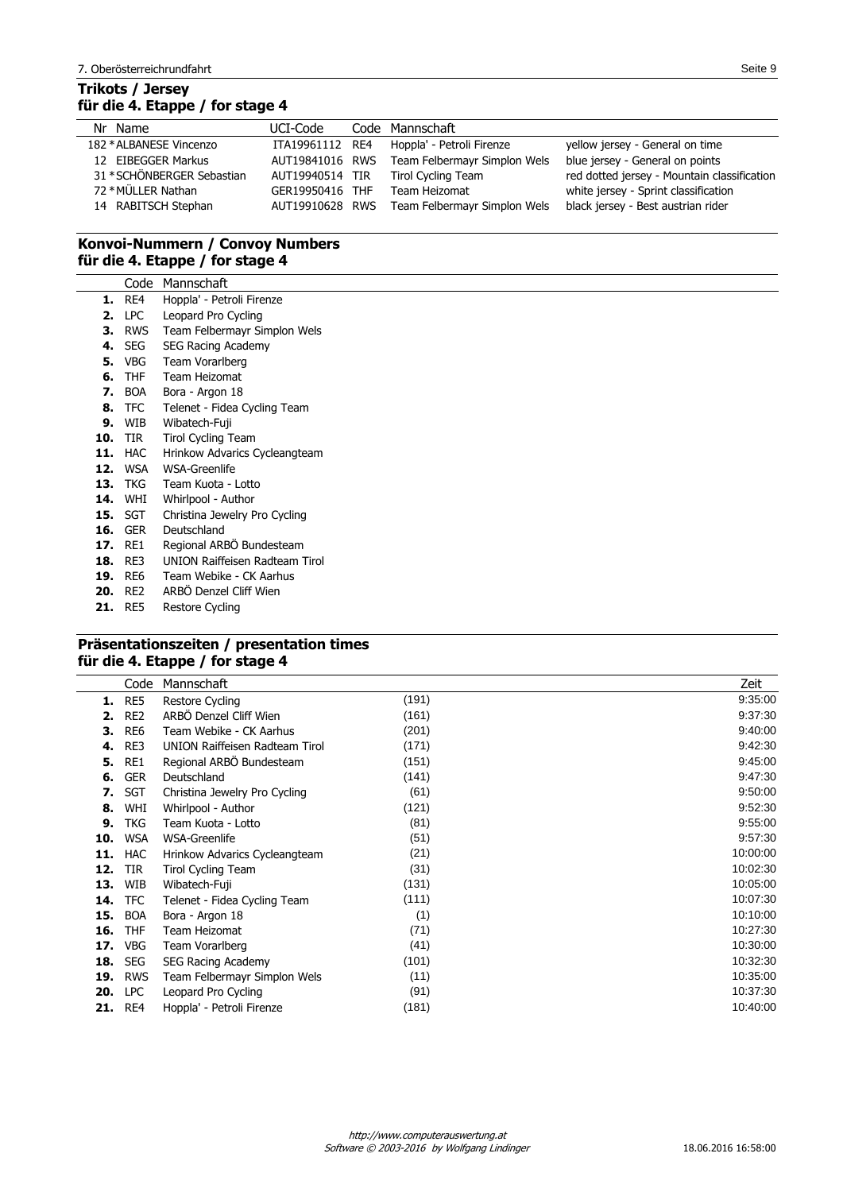## Trikots / Jersey
## für die 4. Etappe / for stage 4

| Nr | Name | UCI-Code | Code | Mannschaft | |
|---|---|---|---|---|---|
| 182 | *ALBANESE Vincenzo | ITA19961112 | RE4 | Hoppla' - Petroli Firenze | yellow jersey - General on time |
| 12 | EIBEGGER Markus | AUT19841016 | RWS | Team Felbermayr Simplon Wels | blue jersey - General on points |
| 31 | *SCHÖNBERGER Sebastian | AUT19940514 | TIR | Tirol Cycling Team | red dotted jersey - Mountain classification |
| 72 | *MÜLLER Nathan | GER19950416 | THF | Team Heizomat | white jersey - Sprint classification |
| 14 | RABITSCH Stephan | AUT19910628 | RWS | Team Felbermayr Simplon Wels | black jersey - Best austrian rider |

## Konvoi-Nummern / Convoy Numbers
## für die 4. Etappe / for stage 4

| | Code | Mannschaft |
|---|---|---|
| **1.** | RE4 | Hoppla' - Petroli Firenze |
| **2.** | LPC | Leopard Pro Cycling |
| **3.** | RWS | Team Felbermayr Simplon Wels |
| **4.** | SEG | SEG Racing Academy |
| **5.** | VBG | Team Vorarlberg |
| **6.** | THF | Team Heizomat |
| **7.** | BOA | Bora - Argon 18 |
| **8.** | TFC | Telenet - Fidea Cycling Team |
| **9.** | WIB | Wibatech-Fuji |
| **10.** | TIR | Tirol Cycling Team |
| **11.** | HAC | Hrinkow Advarics Cycleangteam |
| **12.** | WSA | WSA-Greenlife |
| **13.** | TKG | Team Kuota - Lotto |
| **14.** | WHI | Whirlpool - Author |
| **15.** | SGT | Christina Jewelry Pro Cycling |
| **16.** | GER | Deutschland |
| **17.** | RE1 | Regional ARBÖ Bundesteam |
| **18.** | RE3 | UNION Raiffeisen Radteam Tirol |
| **19.** | RE6 | Team Webike - CK Aarhus |
| **20.** | RE2 | ARBÖ Denzel Cliff Wien |
| **21.** | RE5 | Restore Cycling |

## Präsentationszeiten / presentation times
## für die 4. Etappe / for stage 4

| | Code | Mannschaft | | Zeit |
|---|---|---|---|---|
| **1.** | RE5 | Restore Cycling | (191) | 9:35:00 |
| **2.** | RE2 | ARBÖ Denzel Cliff Wien | (161) | 9:37:30 |
| **3.** | RE6 | Team Webike - CK Aarhus | (201) | 9:40:00 |
| **4.** | RE3 | UNION Raiffeisen Radteam Tirol | (171) | 9:42:30 |
| **5.** | RE1 | Regional ARBÖ Bundesteam | (151) | 9:45:00 |
| **6.** | GER | Deutschland | (141) | 9:47:30 |
| **7.** | SGT | Christina Jewelry Pro Cycling | (61) | 9:50:00 |
| **8.** | WHI | Whirlpool - Author | (121) | 9:52:30 |
| **9.** | TKG | Team Kuota - Lotto | (81) | 9:55:00 |
| **10.** | WSA | WSA-Greenlife | (51) | 9:57:30 |
| **11.** | HAC | Hrinkow Advarics Cycleangteam | (21) | 10:00:00 |
| **12.** | TIR | Tirol Cycling Team | (31) | 10:02:30 |
| **13.** | WIB | Wibatech-Fuji | (131) | 10:05:00 |
| **14.** | TFC | Telenet - Fidea Cycling Team | (111) | 10:07:30 |
| **15.** | BOA | Bora - Argon 18 | (1) | 10:10:00 |
| **16.** | THF | Team Heizomat | (71) | 10:27:30 |
| **17.** | VBG | Team Vorarlberg | (41) | 10:30:00 |
| **18.** | SEG | SEG Racing Academy | (101) | 10:32:30 |
| **19.** | RWS | Team Felbermayr Simplon Wels | (11) | 10:35:00 |
| **20.** | LPC | Leopard Pro Cycling | (91) | 10:37:30 |
| **21.** | RE4 | Hoppla' - Petroli Firenze | (181) | 10:40:00 |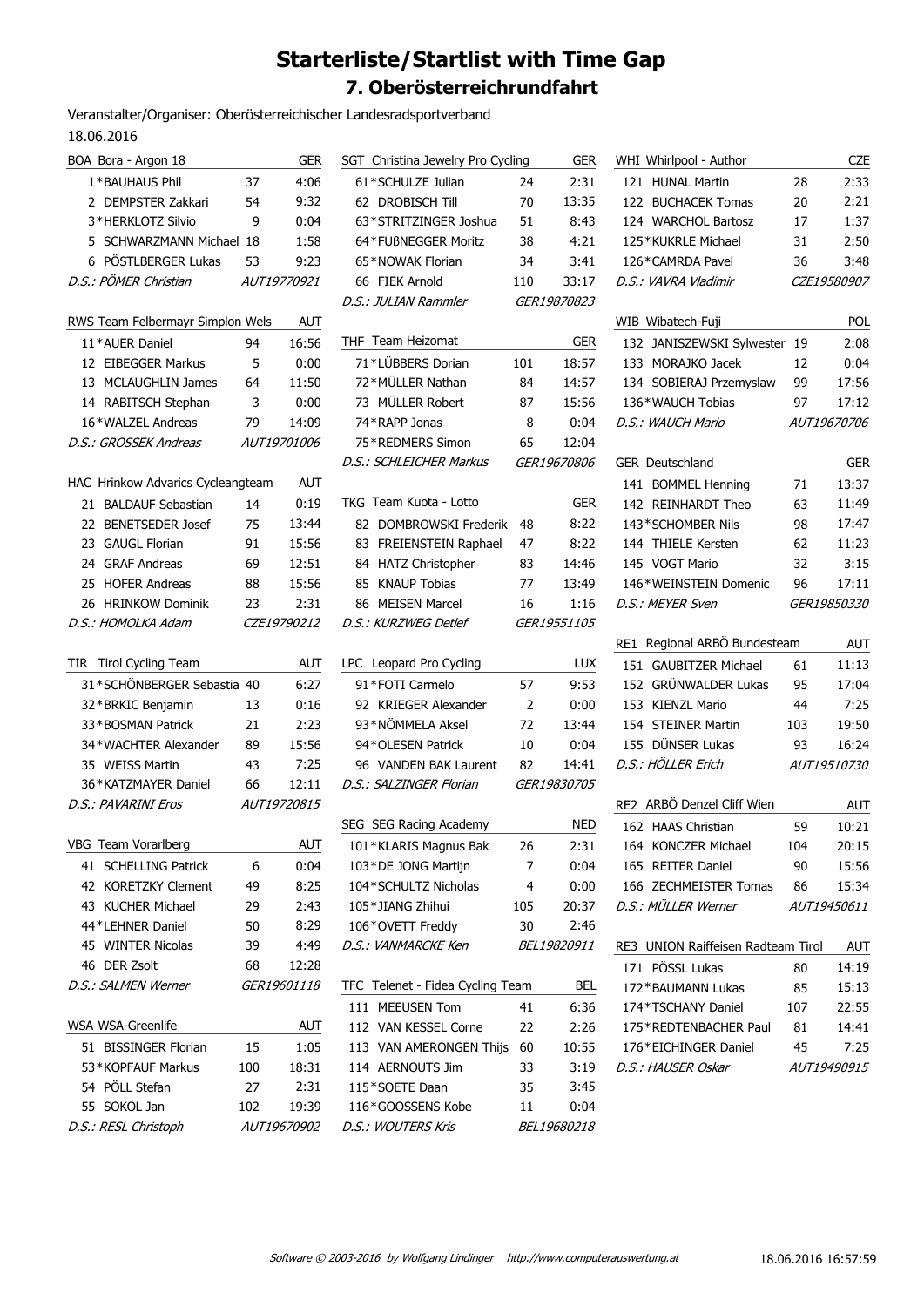# Starterliste/Startlist with Time Gap

## 7. Oberösterreichrundfahrt

Veranstalter/Organiser: Oberösterreichischer Landesradsportverband

18.06.2016

| BOA Bora - Argon 18 | | GER |
|---|---|---|
| 1*BAUHAUS Phil | 37 | 4:06 |
| 2 DEMPSTER Zakkari | 54 | 9:32 |
| 3*HERKLOTZ Silvio | 9 | 0:04 |
| 5 SCHWARZMANN Michael | 18 | 1:58 |
| 6 PÖSTLBERGER Lukas | 53 | 9:23 |
| *D.S.: PÖMER Christian* | | *AUT19770921* |

| RWS Team Felbermayr Simplon Wels | | AUT |
|---|---|---|
| 11*AUER Daniel | 94 | 16:56 |
| 12 EIBEGGER Markus | 5 | 0:00 |
| 13 MCLAUGHLIN James | 64 | 11:50 |
| 14 RABITSCH Stephan | 3 | 0:00 |
| 16*WALZEL Andreas | 79 | 14:09 |
| *D.S.: GROSSEK Andreas* | | *AUT19701006* |

| HAC Hrinkow Advarics Cycleangteam | | AUT |
|---|---|---|
| 21 BALDAUF Sebastian | 14 | 0:19 |
| 22 BENETSEDER Josef | 75 | 13:44 |
| 23 GAUGL Florian | 91 | 15:56 |
| 24 GRAF Andreas | 69 | 12:51 |
| 25 HOFER Andreas | 88 | 15:56 |
| 26 HRINKOW Dominik | 23 | 2:31 |
| *D.S.: HOMOLKA Adam* | | *CZE19790212* |

| TIR Tirol Cycling Team | | AUT |
|---|---|---|
| 31*SCHÖNBERGER Sebastia | 40 | 6:27 |
| 32*BRKIC Benjamin | 13 | 0:16 |
| 33*BOSMAN Patrick | 21 | 2:23 |
| 34*WACHTER Alexander | 89 | 15:56 |
| 35 WEISS Martin | 43 | 7:25 |
| 36*KATZMAYER Daniel | 66 | 12:11 |
| *D.S.: PAVARINI Eros* | | *AUT19720815* |

| VBG Team Vorarlberg | | AUT |
|---|---|---|
| 41 SCHELLING Patrick | 6 | 0:04 |
| 42 KORETZKY Clement | 49 | 8:25 |
| 43 KUCHER Michael | 29 | 2:43 |
| 44*LEHNER Daniel | 50 | 8:29 |
| 45 WINTER Nicolas | 39 | 4:49 |
| 46 DER Zsolt | 68 | 12:28 |
| *D.S.: SALMEN Werner* | | *GER19601118* |

| WSA WSA-Greenlife | | AUT |
|---|---|---|
| 51 BISSINGER Florian | 15 | 1:05 |
| 53*KOPFAUF Markus | 100 | 18:31 |
| 54 PÖLL Stefan | 27 | 2:31 |
| 55 SOKOL Jan | 102 | 19:39 |
| *D.S.: RESL Christoph* | | *AUT19670902* |

| SGT Christina Jewelry Pro Cycling | | GER |
|---|---|---|
| 61*SCHULZE Julian | 24 | 2:31 |
| 62 DROBISCH Till | 70 | 13:35 |
| 63*STRITZINGER Joshua | 51 | 8:43 |
| 64*FUßNEGGER Moritz | 38 | 4:21 |
| 65*NOWAK Florian | 34 | 3:41 |
| 66 FIEK Arnold | 110 | 33:17 |
| *D.S.: JULIAN Rammler* | | *GER19870823* |

| THF Team Heizomat | | GER |
|---|---|---|
| 71*LÜBBERS Dorian | 101 | 18:57 |
| 72*MÜLLER Nathan | 84 | 14:57 |
| 73 MÜLLER Robert | 87 | 15:56 |
| 74*RAPP Jonas | 8 | 0:04 |
| 75*REDMERS Simon | 65 | 12:04 |
| *D.S.: SCHLEICHER Markus* | | *GER19670806* |

| TKG Team Kuota - Lotto | | GER |
|---|---|---|
| 82 DOMBROWSKI Frederik | 48 | 8:22 |
| 83 FREIENSTEIN Raphael | 47 | 8:22 |
| 84 HATZ Christopher | 83 | 14:46 |
| 85 KNAUP Tobias | 77 | 13:49 |
| 86 MEISEN Marcel | 16 | 1:16 |
| *D.S.: KURZWEG Detlef* | | *GER19551105* |

| LPC Leopard Pro Cycling | | LUX |
|---|---|---|
| 91*FOTI Carmelo | 57 | 9:53 |
| 92 KRIEGER Alexander | 2 | 0:00 |
| 93*NÖMMELA Aksel | 72 | 13:44 |
| 94*OLESEN Patrick | 10 | 0:04 |
| 96 VANDEN BAK Laurent | 82 | 14:41 |
| *D.S.: SALZINGER Florian* | | *GER19830705* |

| SEG SEG Racing Academy | | NED |
|---|---|---|
| 101*KLARIS Magnus Bak | 26 | 2:31 |
| 103*DE JONG Martijn | 7 | 0:04 |
| 104*SCHULTZ Nicholas | 4 | 0:00 |
| 105*JIANG Zhihui | 105 | 20:37 |
| 106*OVETT Freddy | 30 | 2:46 |
| *D.S.: VANMARCKE Ken* | | *BEL19820911* |

| TFC Telenet - Fidea Cycling Team | | BEL |
|---|---|---|
| 111 MEEUSEN Tom | 41 | 6:36 |
| 112 VAN KESSEL Corne | 22 | 2:26 |
| 113 VAN AMERONGEN Thijs | 60 | 10:55 |
| 114 AERNOUTS Jim | 33 | 3:19 |
| 115*SOETE Daan | 35 | 3:45 |
| 116*GOOSSENS Kobe | 11 | 0:04 |
| *D.S.: WOUTERS Kris* | | *BEL19680218* |

| WHI Whirlpool - Author | | CZE |
|---|---|---|
| 121 HUNAL Martin | 28 | 2:33 |
| 122 BUCHACEK Tomas | 20 | 2:21 |
| 124 WARCHOL Bartosz | 17 | 1:37 |
| 125*KUKRLE Michael | 31 | 2:50 |
| 126*CAMRDA Pavel | 36 | 3:48 |
| *D.S.: VAVRA Vladimir* | | *CZE19580907* |

| WIB Wibatech-Fuji | | POL |
|---|---|---|
| 132 JANISZEWSKI Sylwester | 19 | 2:08 |
| 133 MORAJKO Jacek | 12 | 0:04 |
| 134 SOBIERAJ Przemyslaw | 99 | 17:56 |
| 136*WAUCH Tobias | 97 | 17:12 |
| *D.S.: WAUCH Mario* | | *AUT19670706* |

| GER Deutschland | | GER |
|---|---|---|
| 141 BOMMEL Henning | 71 | 13:37 |
| 142 REINHARDT Theo | 63 | 11:49 |
| 143*SCHOMBER Nils | 98 | 17:47 |
| 144 THIELE Kersten | 62 | 11:23 |
| 145 VOGT Mario | 32 | 3:15 |
| 146*WEINSTEIN Domenic | 96 | 17:11 |
| *D.S.: MEYER Sven* | | *GER19850330* |

| RE1 Regional ARBÖ Bundesteam | | AUT |
|---|---|---|
| 151 GAUBITZER Michael | 61 | 11:13 |
| 152 GRÜNWALDER Lukas | 95 | 17:04 |
| 153 KIENZL Mario | 44 | 7:25 |
| 154 STEINER Martin | 103 | 19:50 |
| 155 DÜNSER Lukas | 93 | 16:24 |
| *D.S.: HÖLLER Erich* | | *AUT19510730* |

| RE2 ARBÖ Denzel Cliff Wien | | AUT |
|---|---|---|
| 162 HAAS Christian | 59 | 10:21 |
| 164 KONCZER Michael | 104 | 20:15 |
| 165 REITER Daniel | 90 | 15:56 |
| 166 ZECHMEISTER Tomas | 86 | 15:34 |
| *D.S.: MÜLLER Werner* | | *AUT19450611* |

| RE3 UNION Raiffeisen Radteam Tirol | | AUT |
|---|---|---|
| 171 PÖSSL Lukas | 80 | 14:19 |
| 172*BAUMANN Lukas | 85 | 15:13 |
| 174*TSCHANY Daniel | 107 | 22:55 |
| 175*REDTENBACHER Paul | 81 | 14:41 |
| 176*EICHINGER Daniel | 45 | 7:25 |
| *D.S.: HAUSER Oskar* | | *AUT19490915* |

*Software © 2003-2016 by Wolfgang Lindinger http://www.computerauswertung.at* 18.06.2016 16:57:59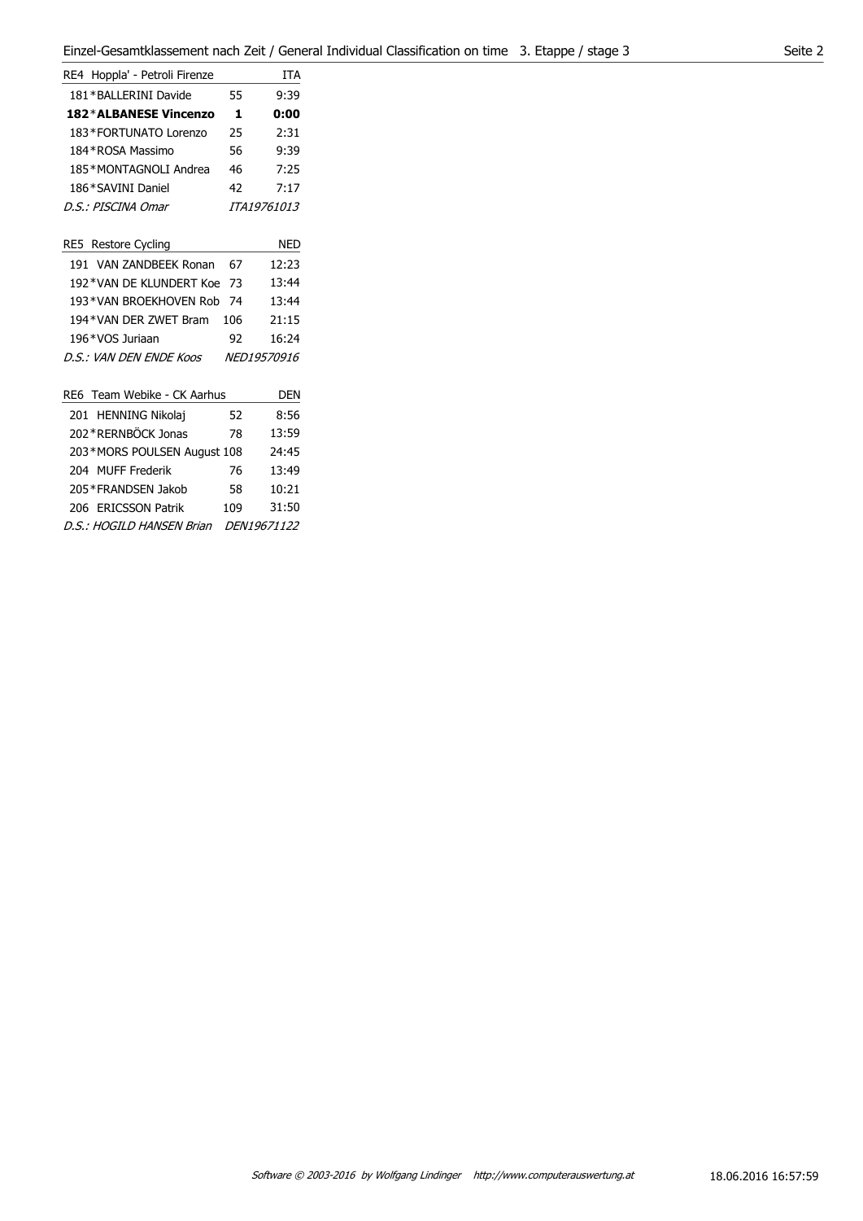## Einzel-Gesamtklassement nach Zeit / General Individual Classification on time 3. Etappe / stage 3

| RE4 Hoppla' - Petroli Firenze | | ITA |
|---|---|---|
| 181*BALLERINI Davide | 55 | 9:39 |
| **182*ALBANESE Vincenzo** | **1** | **0:00** |
| 183*FORTUNATO Lorenzo | 25 | 2:31 |
| 184*ROSA Massimo | 56 | 9:39 |
| 185*MONTAGNOLI Andrea | 46 | 7:25 |
| 186*SAVINI Daniel | 42 | 7:17 |
| *D.S.: PISCINA Omar* | | *ITA19761013* |

| RE5 Restore Cycling | | NED |
|---|---|---|
| 191 VAN ZANDBEEK Ronan | 67 | 12:23 |
| 192*VAN DE KLUNDERT Koe | 73 | 13:44 |
| 193*VAN BROEKHOVEN Rob | 74 | 13:44 |
| 194*VAN DER ZWET Bram | 106 | 21:15 |
| 196*VOS Juriaan | 92 | 16:24 |
| *D.S.: VAN DEN ENDE Koos* | | *NED19570916* |

| RE6 Team Webike - CK Aarhus | | DEN |
|---|---|---|
| 201 HENNING Nikolaj | 52 | 8:56 |
| 202*RERNBÖCK Jonas | 78 | 13:59 |
| 203*MORS POULSEN August | 108 | 24:45 |
| 204 MUFF Frederik | 76 | 13:49 |
| 205*FRANDSEN Jakob | 58 | 10:21 |
| 206 ERICSSON Patrik | 109 | 31:50 |
| *D.S.: HOGILD HANSEN Brian* | | *DEN19671122* |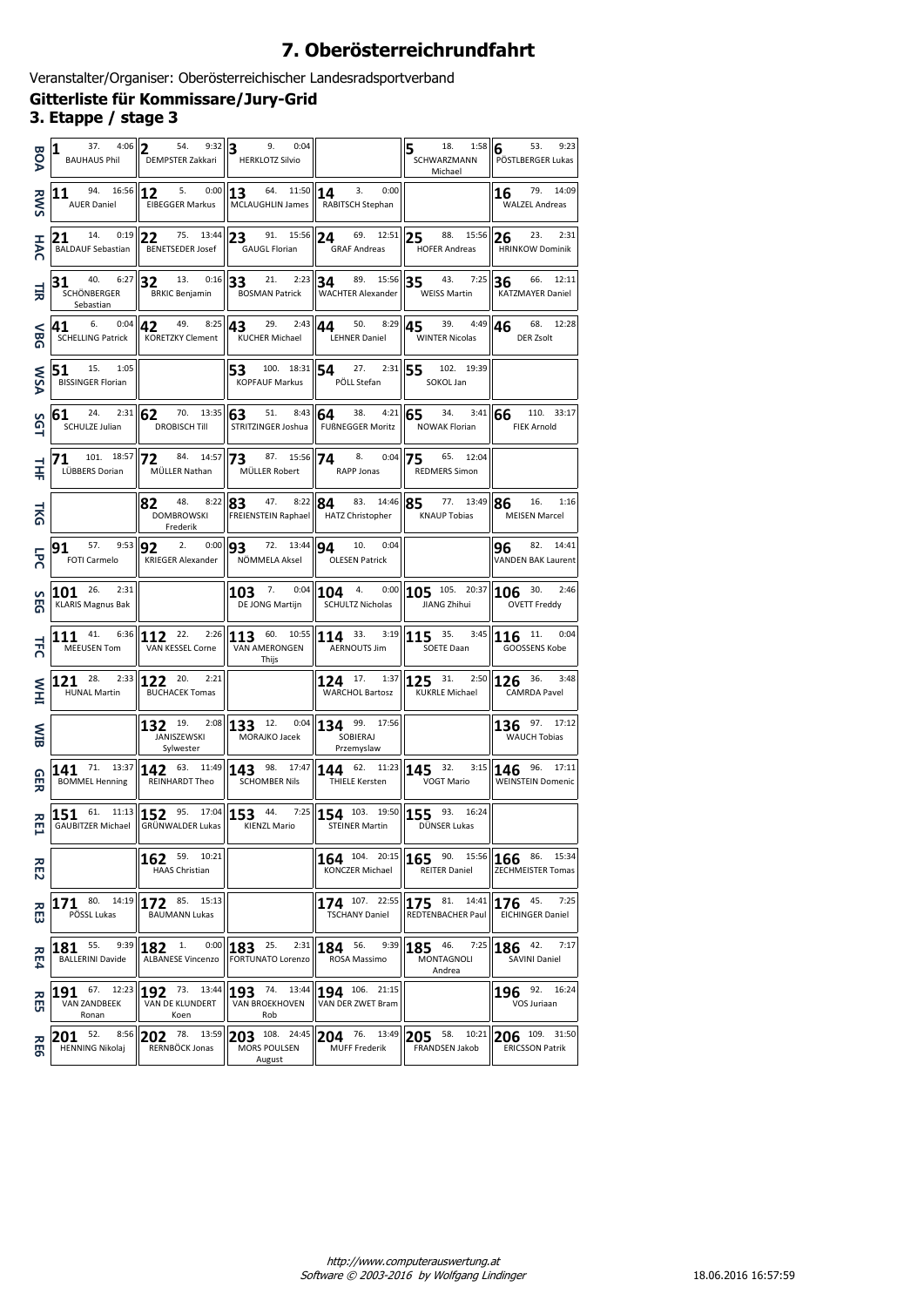# 7. Oberösterreichrundfahrt

Veranstalter/Organiser: Oberösterreichischer Landesradsportverband

### Gitterliste für Kommissare/Jury-Grid

### 3. Etappe / stage 3

| | | | | | | |
|---|---|---|---|---|---|---|
| BOA | **1** 37. 4:06 BAUHAUS Phil | **2** 54. 9:32 DEMPSTER Zakkari | **3** 9. 0:04 HERKLOTZ Silvio | | **5** 18. 1:58 SCHWARZMANN Michael | **6** 53. 9:23 PÖSTLBERGER Lukas |
| RWS | **11** 94. 16:56 AUER Daniel | **12** 5. 0:00 EIBEGGER Markus | **13** 64. 11:50 MCLAUGHLIN James | **14** 3. 0:00 RABITSCH Stephan | | **16** 79. 14:09 WALZEL Andreas |
| HAC | **21** 14. 0:19 BALDAUF Sebastian | **22** 75. 13:44 BENETSEDER Josef | **23** 91. 15:56 GAUGL Florian | **24** 69. 12:51 GRAF Andreas | **25** 88. 15:56 HOFER Andreas | **26** 23. 2:31 HRINKOW Dominik |
| TIR | **31** 40. 6:27 SCHÖNBERGER Sebastian | **32** 13. 0:16 BRKIC Benjamin | **33** 21. 2:23 BOSMAN Patrick | **34** 89. 15:56 WACHTER Alexander | **35** 43. 7:25 WEISS Martin | **36** 66. 12:11 KATZMAYER Daniel |
| VBG | **41** 6. 0:04 SCHELLING Patrick | **42** 49. 8:25 KORETZKY Clement | **43** 29. 2:43 KUCHER Michael | **44** 50. 8:29 LEHNER Daniel | **45** 39. 4:49 WINTER Nicolas | **46** 68. 12:28 DER Zsolt |
| WSA | **51** 15. 1:05 BISSINGER Florian | | **53** 100. 18:31 KOPFAUF Markus | **54** 27. 2:31 PÖLL Stefan | **55** 102. 19:39 SOKOL Jan | |
| SGT | **61** 24. 2:31 SCHULZE Julian | **62** 70. 13:35 DROBISCH Till | **63** 51. 8:43 STRITZINGER Joshua | **64** 38. 4:21 FUßNEGGER Moritz | **65** 34. 3:41 NOWAK Florian | **66** 110. 33:17 FIEK Arnold |
| THF | **71** 101. 18:57 LÜBBERS Dorian | **72** 84. 14:57 MÜLLER Nathan | **73** 87. 15:56 MÜLLER Robert | **74** 8. 0:04 RAPP Jonas | **75** 65. 12:04 REDMERS Simon | |
| TKG | | **82** 48. 8:22 DOMBROWSKI Frederik | **83** 47. 8:22 FREIENSTEIN Raphael | **84** 83. 14:46 HATZ Christopher | **85** 77. 13:49 KNAUP Tobias | **86** 16. 1:16 MEISEN Marcel |
| LPC | **91** 57. 9:53 FOTI Carmelo | **92** 2. 0:00 KRIEGER Alexander | **93** 72. 13:44 NÖMMELA Aksel | **94** 10. 0:04 OLESEN Patrick | | **96** 82. 14:41 VANDEN BAK Laurent |
| SEG | **101** 26. 2:31 KLARIS Magnus Bak | | **103** 7. 0:04 DE JONG Martijn | **104** 4. 0:00 SCHULTZ Nicholas | **105** 105. 20:37 JIANG Zhihui | **106** 30. 2:46 OVETT Freddy |
| TFC | **111** 41. 6:36 MEEUSEN Tom | **112** 22. 2:26 VAN KESSEL Corne | **113** 60. 10:55 VAN AMERONGEN Thijs | **114** 33. 3:19 AERNOUTS Jim | **115** 35. 3:45 SOETE Daan | **116** 11. 0:04 GOOSSENS Kobe |
| WHI | **121** 28. 2:33 HUNAL Martin | **122** 20. 2:21 BUCHACEK Tomas | | **124** 17. 1:37 WARCHOL Bartosz | **125** 31. 2:50 KUKRLE Michael | **126** 36. 3:48 CAMRDA Pavel |
| WIB | | **132** 19. 2:08 JANISZEWSKI Sylwester | **133** 12. 0:04 MORAJKO Jacek | **134** 99. 17:56 SOBIERAJ Przemyslaw | | **136** 97. 17:12 WAUCH Tobias |
| GER | **141** 71. 13:37 BOMMEL Henning | **142** 63. 11:49 REINHARDT Theo | **143** 98. 17:47 SCHOMBER Nils | **144** 62. 11:23 THIELE Kersten | **145** 32. 3:15 VOGT Mario | **146** 96. 17:11 WEINSTEIN Domenic |
| RE1 | **151** 61. 11:13 GAUBITZER Michael | **152** 95. 17:04 GRÜNWALDER Lukas | **153** 44. 7:25 KIENZL Mario | **154** 103. 19:50 STEINER Martin | **155** 93. 16:24 DÜNSER Lukas | |
| RE2 | | **162** 59. 10:21 HAAS Christian | | **164** 104. 20:15 KONCZER Michael | **165** 90. 15:56 REITER Daniel | **166** 86. 15:34 ZECHMEISTER Tomas |
| RE3 | **171** 80. 14:19 PÖSSL Lukas | **172** 85. 15:13 BAUMANN Lukas | | **174** 107. 22:55 TSCHANY Daniel | **175** 81. 14:41 REDTENBACHER Paul | **176** 45. 7:25 EICHINGER Daniel |
| RE4 | **181** 55. 9:39 BALLERINI Davide | **182** 1. 0:00 ALBANESE Vincenzo | **183** 25. 2:31 FORTUNATO Lorenzo | **184** 56. 9:39 ROSA Massimo | **185** 46. 7:25 MONTAGNOLI Andrea | **186** 42. 7:17 SAVINI Daniel |
| RE5 | **191** 67. 12:23 VAN ZANDBEEK Ronan | **192** 73. 13:44 VAN DE KLUNDERT Koen | **193** 74. 13:44 VAN BROEKHOVEN Rob | **194** 106. 21:15 VAN DER ZWET Bram | | **196** 92. 16:24 VOS Juriaan |
| RE6 | **201** 52. 8:56 HENNING Nikolaj | **202** 78. 13:59 RERNBÖCK Jonas | **203** 108. 24:45 MORS POULSEN August | **204** 76. 13:49 MUFF Frederik | **205** 58. 10:21 FRANDSEN Jakob | **206** 109. 31:50 ERICSSON Patrik |

*http://www.computerauswertung.at*
*Software © 2003-2016 by Wolfgang Lindinger*

18.06.2016 16:57:59